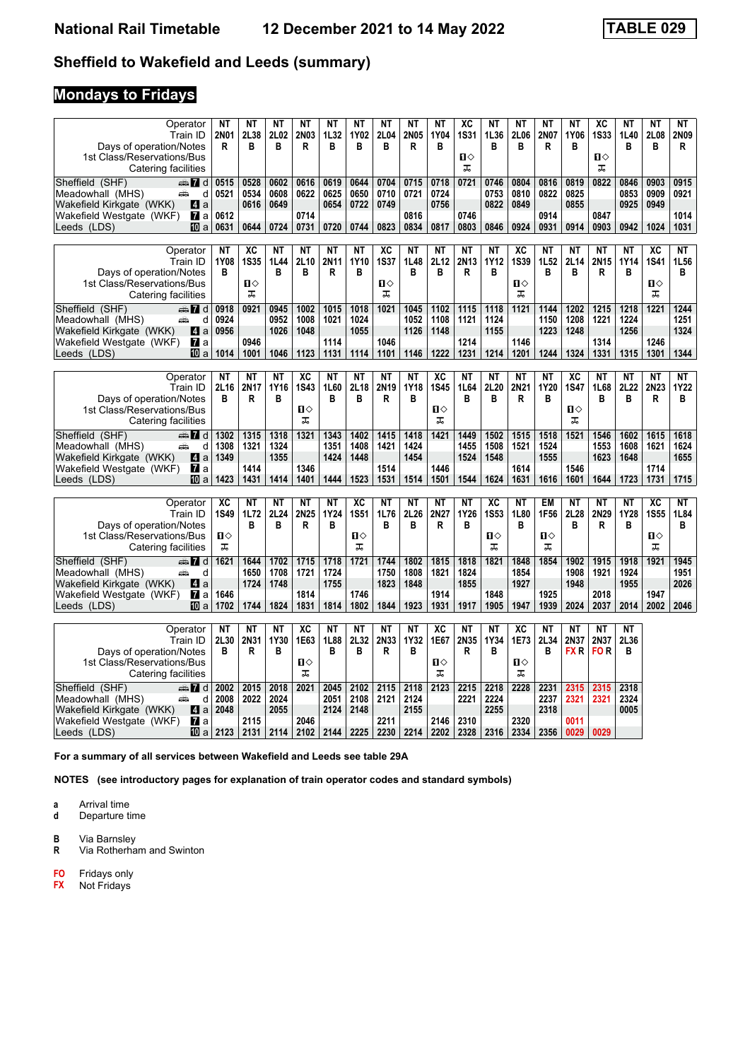# National Rail Timetable — 12 December 2021 to 14 May 2022 — TABLE 029

## Sheffield to Wakefield and Leeds (summary)

### Mondays to Fridays

| Operator | NT | NT | NT | NT | NT | NT | NT | NT | NT | XC | NT | NT | NT | NT | XC | NT | NT | NT |
|---|---|---|---|---|---|---|---|---|---|---|---|---|---|---|---|---|---|---|
| Train ID | 2N01 | 2L38 | 2L02 | 2N03 | 1L32 | 1Y02 | 2L04 | 2N05 | 1Y04 | 1S31 | 1L36 | 2L06 | 2N07 | 1Y06 | 1S33 | 1L40 | 2L08 | 2N09 |
| Days of operation/Notes | R | B | B | R | B | B | B | R | B | | B | B | R | B | | B | B | R |
| 1st Class/Reservations/Bus | | | | | | | | | | ■◇ | | | | | ■◇ | | | |
| Catering facilities | | | | | | | | | | 🍴 | | | | | 🍴 | | | |
| Sheffield (SHF) d | 0515 | 0528 | 0602 | 0616 | 0619 | 0644 | 0704 | 0715 | 0718 | 0721 | 0746 | 0804 | 0816 | 0819 | 0822 | 0846 | 0903 | 0915 |
| Meadowhall (MHS) d | 0521 | 0534 | 0608 | 0622 | 0625 | 0650 | 0710 | 0721 | 0724 | | 0753 | 0810 | 0822 | 0825 | | 0853 | 0909 | 0921 |
| Wakefield Kirkgate (WKK) a | | 0616 | 0649 | | 0654 | 0722 | 0749 | | 0756 | | 0822 | 0849 | | 0855 | | 0925 | 0949 | |
| Wakefield Westgate (WKF) a | 0612 | | | 0714 | | | | 0816 | | 0746 | | | 0914 | | 0847 | | | 1014 |
| Leeds (LDS) a | 0631 | 0644 | 0724 | 0731 | 0720 | 0744 | 0823 | 0834 | 0817 | 0803 | 0846 | 0924 | 0931 | 0914 | 0903 | 0942 | 1024 | 1031 |

| Operator | NT | XC | NT | NT | NT | NT | XC | NT | NT | NT | NT | XC | NT | NT | NT | NT | XC | NT |
|---|---|---|---|---|---|---|---|---|---|---|---|---|---|---|---|---|---|---|
| Train ID | 1Y08 | 1S35 | 1L44 | 2L10 | 2N11 | 1Y10 | 1S37 | 1L48 | 2L12 | 2N13 | 1Y12 | 1S39 | 1L52 | 2L14 | 2N15 | 1Y14 | 1S41 | 1L56 |
| Days of operation/Notes | B | | B | B | R | B | | B | B | R | B | | B | B | R | B | | B |
| 1st Class/Reservations/Bus | | ■◇ | | | | | ■◇ | | | | | ■◇ | | | | | ■◇ | |
| Catering facilities | | 🍴 | | | | | 🍴 | | | | | 🍴 | | | | | 🍴 | |
| Sheffield (SHF) d | 0918 | 0921 | 0945 | 1002 | 1015 | 1018 | 1021 | 1045 | 1102 | 1115 | 1118 | 1121 | 1144 | 1202 | 1215 | 1218 | 1221 | 1244 |
| Meadowhall (MHS) d | 0924 | | 0952 | 1008 | 1021 | 1024 | | 1052 | 1108 | 1121 | 1124 | | 1150 | 1208 | 1221 | 1224 | | 1251 |
| Wakefield Kirkgate (WKK) a | 0956 | | 1026 | 1048 | | 1055 | | 1126 | 1148 | | 1155 | | 1223 | 1248 | | 1256 | | 1324 |
| Wakefield Westgate (WKF) a | | 0946 | | | 1114 | | 1046 | | | 1214 | | 1146 | | | 1314 | | 1246 | |
| Leeds (LDS) a | 1014 | 1001 | 1046 | 1123 | 1131 | 1114 | 1101 | 1146 | 1222 | 1231 | 1214 | 1201 | 1244 | 1324 | 1331 | 1315 | 1301 | 1344 |

| Operator | NT | NT | NT | XC | NT | NT | NT | NT | XC | NT | NT | NT | NT | XC | NT | NT | NT | NT |
|---|---|---|---|---|---|---|---|---|---|---|---|---|---|---|---|---|---|---|
| Train ID | 2L16 | 2N17 | 1Y16 | 1S43 | 1L60 | 2L18 | 2N19 | 1Y18 | 1S45 | 1L64 | 2L20 | 2N21 | 1Y20 | 1S47 | 1L68 | 2L22 | 2N23 | 1Y22 |
| Days of operation/Notes | B | R | B | | B | B | R | B | | B | B | R | B | | B | B | R | B |
| 1st Class/Reservations/Bus | | | | ■◇ | | | | | ■◇ | | | | | ■◇ | | | | |
| Catering facilities | | | | 🍴 | | | | | 🍴 | | | | | 🍴 | | | | |
| Sheffield (SHF) d | 1302 | 1315 | 1318 | 1321 | 1343 | 1402 | 1415 | 1418 | 1421 | 1449 | 1502 | 1515 | 1518 | 1521 | 1546 | 1602 | 1615 | 1618 |
| Meadowhall (MHS) d | 1308 | 1321 | 1324 | | 1351 | 1408 | 1421 | 1424 | | 1455 | 1508 | 1521 | 1524 | | 1553 | 1608 | 1621 | 1624 |
| Wakefield Kirkgate (WKK) a | 1349 | | 1355 | | 1424 | 1448 | | 1454 | | 1524 | 1548 | | 1555 | | 1623 | 1648 | | 1655 |
| Wakefield Westgate (WKF) a | | 1414 | | 1346 | | | 1514 | | 1446 | | | 1614 | | 1546 | | | 1714 | |
| Leeds (LDS) a | 1423 | 1431 | 1414 | 1401 | 1444 | 1523 | 1531 | 1514 | 1501 | 1544 | 1624 | 1631 | 1616 | 1601 | 1644 | 1723 | 1731 | 1715 |

| Operator | XC | NT | NT | NT | NT | XC | NT | NT | NT | NT | XC | NT | EM | NT | NT | NT | XC | NT |
|---|---|---|---|---|---|---|---|---|---|---|---|---|---|---|---|---|---|---|
| Train ID | 1S49 | 1L72 | 2L24 | 2N25 | 1Y24 | 1S51 | 1L76 | 2L26 | 2N27 | 1Y26 | 1S53 | 1L80 | 1F56 | 2L28 | 2N29 | 1Y28 | 1S55 | 1L84 |
| Days of operation/Notes | | B | B | R | B | | B | B | R | B | | B | | B | R | B | | B |
| 1st Class/Reservations/Bus | ■◇ | | | | | ■◇ | | | | | ■◇ | | ■◇ | | | | ■◇ | |
| Catering facilities | 🍴 | | | | | 🍴 | | | | | 🍴 | | | | | | 🍴 | |
| Sheffield (SHF) d | 1621 | 1644 | 1702 | 1715 | 1718 | 1721 | 1744 | 1802 | 1815 | 1818 | 1821 | 1848 | 1854 | 1902 | 1915 | 1918 | 1921 | 1945 |
| Meadowhall (MHS) d | | 1650 | 1708 | 1721 | 1724 | | 1750 | 1808 | 1821 | 1824 | | 1854 | | 1908 | 1921 | 1924 | | 1951 |
| Wakefield Kirkgate (WKK) a | | 1724 | 1748 | | 1755 | | 1823 | 1848 | | 1855 | | 1927 | | 1948 | | 1955 | | 2026 |
| Wakefield Westgate (WKF) a | 1646 | | | 1814 | | 1746 | | | 1914 | | 1848 | | 1925 | | 2018 | | 1947 | |
| Leeds (LDS) a | 1702 | 1744 | 1824 | 1831 | 1814 | 1802 | 1844 | 1923 | 1931 | 1917 | 1905 | 1947 | 1939 | 2024 | 2037 | 2014 | 2002 | 2046 |

| Operator | NT | NT | NT | XC | NT | NT | NT | NT | XC | NT | NT | XC | NT | NT | NT | NT |
|---|---|---|---|---|---|---|---|---|---|---|---|---|---|---|---|---|
| Train ID | 2L30 | 2N31 | 1Y30 | 1E63 | 1L88 | 2L32 | 2N33 | 1Y32 | 1E67 | 2N35 | 1Y34 | 1E73 | 2L34 | 2N37 | 2N37 | 2L36 |
| Days of operation/Notes | B | R | B | | B | B | R | B | | R | B | | B | FX R | FO R | B |
| 1st Class/Reservations/Bus | | | | ■◇ | | | | | ■◇ | | | ■◇ | | | | |
| Catering facilities | | | | 🍴 | | | | | 🍴 | | | 🍴 | | | | |
| Sheffield (SHF) d | 2002 | 2015 | 2018 | 2021 | 2045 | 2102 | 2115 | 2118 | 2123 | 2215 | 2218 | 2228 | 2231 | 2315 | 2315 | 2318 |
| Meadowhall (MHS) d | 2008 | 2022 | 2024 | | 2051 | 2108 | 2121 | 2124 | | 2221 | 2224 | | 2237 | 2321 | 2321 | 2324 |
| Wakefield Kirkgate (WKK) a | 2048 | | 2055 | | 2124 | 2148 | | 2155 | | | 2255 | | 2318 | | | 0005 |
| Wakefield Westgate (WKF) a | | 2115 | | 2046 | | | 2211 | | 2146 | 2310 | | 2320 | | 0011 | | |
| Leeds (LDS) a | 2123 | 2131 | 2114 | 2102 | 2144 | 2225 | 2230 | 2214 | 2202 | 2328 | 2316 | 2334 | 2356 | 0029 | 0029 | |

**For a summary of all services between Wakefield and Leeds see table 29A**

**NOTES (see introductory pages for explanation of train operator codes and standard symbols)**

- **a** Arrival time
- **d** Departure time

- **B** Via Barnsley
- **R** Via Rotherham and Swinton

- **FO** Fridays only
- **FX** Not Fridays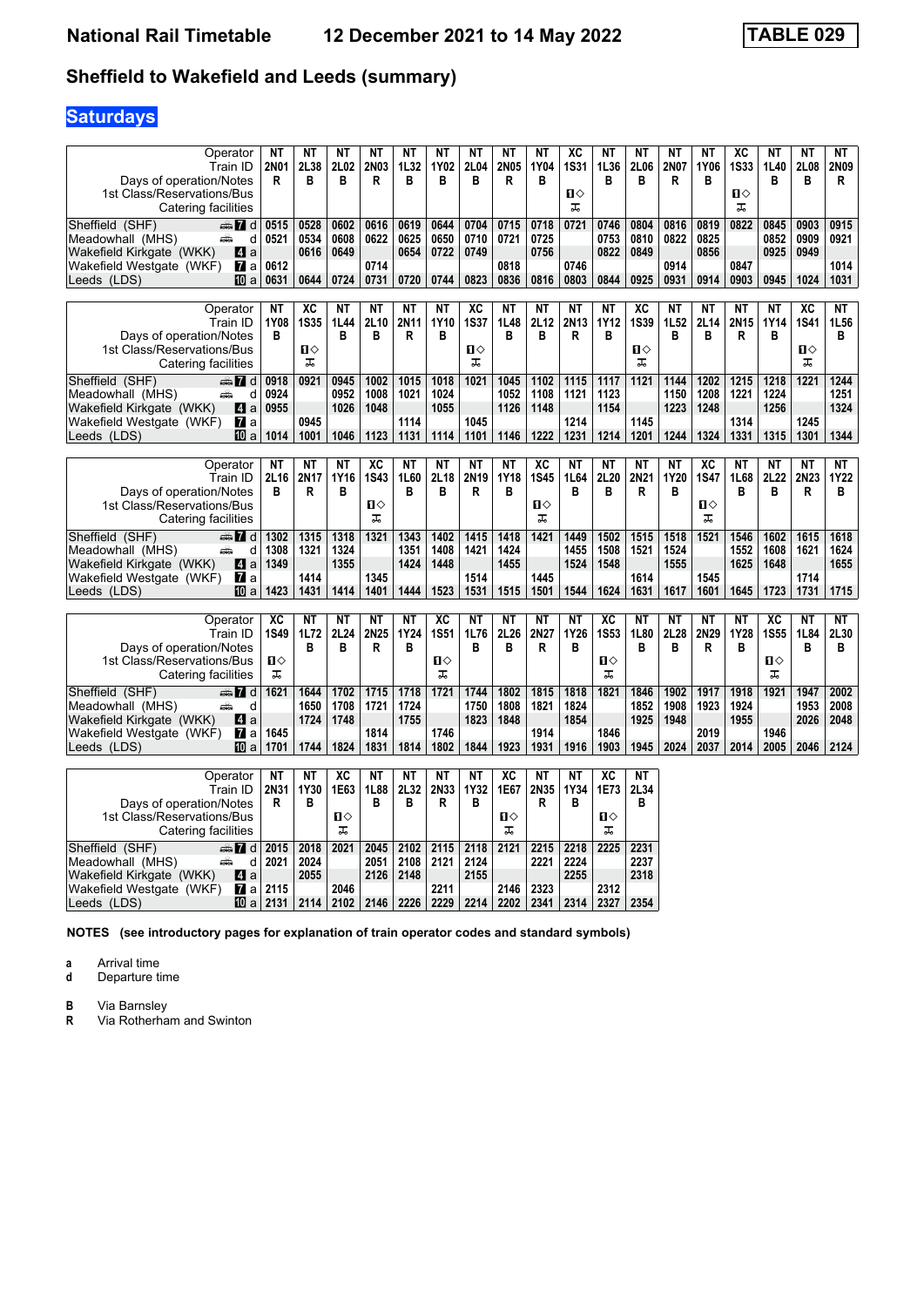## Sheffield to Wakefield and Leeds (summary)

### Saturdays

| Operator | NT | NT | NT | NT | NT | NT | NT | NT | NT | XC | NT | NT | NT | NT | XC | NT | NT | NT |
|---|---|---|---|---|---|---|---|---|---|---|---|---|---|---|---|---|---|---|
| Train ID | 2N01 | 2L38 | 2L02 | 2N03 | 1L32 | 1Y02 | 2L04 | 2N05 | 1Y04 | 1S31 | 1L36 | 2L06 | 2N07 | 1Y06 | 1S33 | 1L40 | 2L08 | 2N09 |
| Days of operation/Notes | R | B | B | R | B | B | B | R | B | | B | B | R | B | | B | B | R |
| 1st Class/Reservations/Bus | | | | | | | | | | ■◇ | | | | | ■◇ | | | |
| Catering facilities | | | | | | | | | | ⊼ | | | | | ⊼ | | | |
| Sheffield (SHF) d | 0515 | 0528 | 0602 | 0616 | 0619 | 0644 | 0704 | 0715 | 0718 | 0721 | 0746 | 0804 | 0816 | 0819 | 0822 | 0845 | 0903 | 0915 |
| Meadowhall (MHS) d | 0521 | 0534 | 0608 | 0622 | 0625 | 0650 | 0710 | 0721 | 0725 | | 0753 | 0810 | 0822 | 0825 | | 0852 | 0909 | 0921 |
| Wakefield Kirkgate (WKK) a | | 0616 | 0649 | | 0654 | 0722 | 0749 | | 0756 | | 0822 | 0849 | | 0856 | | 0925 | 0949 | |
| Wakefield Westgate (WKF) a | 0612 | | | 0714 | | | | 0818 | | 0746 | | | 0914 | | 0847 | | | 1014 |
| Leeds (LDS) a | 0631 | 0644 | 0724 | 0731 | 0720 | 0744 | 0823 | 0836 | 0816 | 0803 | 0844 | 0925 | 0931 | 0914 | 0903 | 0945 | 1024 | 1031 |

| Operator | NT | XC | NT | NT | NT | NT | XC | NT | NT | NT | NT | XC | NT | NT | NT | NT | XC | NT |
|---|---|---|---|---|---|---|---|---|---|---|---|---|---|---|---|---|---|---|
| Train ID | 1Y08 | 1S35 | 1L44 | 2L10 | 2N11 | 1Y10 | 1S37 | 1L48 | 2L12 | 2N13 | 1Y12 | 1S39 | 1L52 | 2L14 | 2N15 | 1Y14 | 1S41 | 1L56 |
| Days of operation/Notes | B | | B | B | R | B | | B | B | R | B | | B | B | R | B | | B |
| 1st Class/Reservations/Bus | | ■◇ | | | | | ■◇ | | | | | ■◇ | | | | | ■◇ | |
| Catering facilities | | ⊼ | | | | | ⊼ | | | | | ⊼ | | | | | ⊼ | |
| Sheffield (SHF) d | 0918 | 0921 | 0945 | 1002 | 1015 | 1018 | 1021 | 1045 | 1102 | 1115 | 1117 | 1121 | 1144 | 1202 | 1215 | 1218 | 1221 | 1244 |
| Meadowhall (MHS) d | 0924 | | 0952 | 1008 | 1021 | 1024 | | 1052 | 1108 | 1121 | 1123 | | 1150 | 1208 | 1221 | 1224 | | 1251 |
| Wakefield Kirkgate (WKK) a | 0955 | | 1026 | 1048 | | 1055 | | 1126 | 1148 | | 1154 | | 1223 | 1248 | | 1256 | | 1324 |
| Wakefield Westgate (WKF) a | | 0945 | | | 1114 | | 1045 | | | 1214 | | 1145 | | | 1314 | | 1245 | |
| Leeds (LDS) a | 1014 | 1001 | 1046 | 1123 | 1131 | 1114 | 1101 | 1146 | 1222 | 1231 | 1214 | 1201 | 1244 | 1324 | 1331 | 1315 | 1301 | 1344 |

| Operator | NT | NT | NT | XC | NT | NT | NT | NT | XC | NT | NT | NT | NT | XC | NT | NT | NT | NT |
|---|---|---|---|---|---|---|---|---|---|---|---|---|---|---|---|---|---|---|
| Train ID | 2L16 | 2N17 | 1Y16 | 1S43 | 1L60 | 2L18 | 2N19 | 1Y18 | 1S45 | 1L64 | 2L20 | 2N21 | 1Y20 | 1S47 | 1L68 | 2L22 | 2N23 | 1Y22 |
| Days of operation/Notes | B | R | B | | B | B | R | B | | B | B | R | B | | B | B | R | B |
| 1st Class/Reservations/Bus | | | | ■◇ | | | | | ■◇ | | | | | ■◇ | | | | |
| Catering facilities | | | | ⊼ | | | | | ⊼ | | | | | ⊼ | | | | |
| Sheffield (SHF) d | 1302 | 1315 | 1318 | 1321 | 1343 | 1402 | 1415 | 1418 | 1421 | 1449 | 1502 | 1515 | 1518 | 1521 | 1546 | 1602 | 1615 | 1618 |
| Meadowhall (MHS) d | 1308 | 1321 | 1324 | | 1351 | 1408 | 1421 | 1424 | | 1455 | 1508 | 1521 | 1524 | | 1552 | 1608 | 1621 | 1624 |
| Wakefield Kirkgate (WKK) a | 1349 | | 1355 | | 1424 | 1448 | | 1455 | | 1524 | 1548 | | 1555 | | 1625 | 1648 | | 1655 |
| Wakefield Westgate (WKF) a | | 1414 | | 1345 | | | 1514 | | 1445 | | | 1614 | | 1545 | | | 1714 | |
| Leeds (LDS) a | 1423 | 1431 | 1414 | 1401 | 1444 | 1523 | 1531 | 1515 | 1501 | 1544 | 1624 | 1631 | 1617 | 1601 | 1645 | 1723 | 1731 | 1715 |

| Operator | XC | NT | NT | NT | NT | XC | NT | NT | NT | NT | XC | NT | NT | NT | NT | XC | NT | NT |
|---|---|---|---|---|---|---|---|---|---|---|---|---|---|---|---|---|---|---|
| Train ID | 1S49 | 1L72 | 2L24 | 2N25 | 1Y24 | 1S51 | 1L76 | 2L26 | 2N27 | 1Y26 | 1S53 | 1L80 | 2L28 | 2N29 | 1Y28 | 1S55 | 1L84 | 2L30 |
| Days of operation/Notes | | B | B | R | B | | B | B | R | B | | B | B | R | B | | B | B |
| 1st Class/Reservations/Bus | ■◇ | | | | | ■◇ | | | | | ■◇ | | | | | ■◇ | | |
| Catering facilities | ⊼ | | | | | ⊼ | | | | | ⊼ | | | | | ⊼ | | |
| Sheffield (SHF) d | 1621 | 1644 | 1702 | 1715 | 1718 | 1721 | 1744 | 1802 | 1815 | 1818 | 1821 | 1846 | 1902 | 1917 | 1918 | 1921 | 1947 | 2002 |
| Meadowhall (MHS) d | | 1650 | 1708 | 1721 | 1724 | | 1750 | 1808 | 1821 | 1824 | | 1852 | 1908 | 1923 | 1924 | | 1953 | 2008 |
| Wakefield Kirkgate (WKK) a | | 1724 | 1748 | | 1755 | | 1823 | 1848 | | 1854 | | 1925 | 1948 | | 1955 | | 2026 | 2048 |
| Wakefield Westgate (WKF) a | 1645 | | | 1814 | | 1746 | | | 1914 | | 1846 | | | 2019 | | 1946 | | |
| Leeds (LDS) a | 1701 | 1744 | 1824 | 1831 | 1814 | 1802 | 1844 | 1923 | 1931 | 1916 | 1903 | 1945 | 2024 | 2037 | 2014 | 2005 | 2046 | 2124 |

| Operator | NT | NT | XC | NT | NT | NT | NT | XC | NT | NT | XC | NT |
|---|---|---|---|---|---|---|---|---|---|---|---|---|
| Train ID | 2N31 | 1Y30 | 1E63 | 1L88 | 2L32 | 2N33 | 1Y32 | 1E67 | 2N35 | 1Y34 | 1E73 | 2L34 |
| Days of operation/Notes | R | B | | B | B | R | B | | R | B | | B |
| 1st Class/Reservations/Bus | | | ■◇ | | | | | ■◇ | | | ■◇ | |
| Catering facilities | | | ⊼ | | | | | ⊼ | | | ⊼ | |
| Sheffield (SHF) d | 2015 | 2018 | 2021 | 2045 | 2102 | 2115 | 2118 | 2121 | 2215 | 2218 | 2225 | 2231 |
| Meadowhall (MHS) d | 2021 | 2024 | | 2051 | 2108 | 2121 | 2124 | | 2221 | 2224 | | 2237 |
| Wakefield Kirkgate (WKK) a | | 2055 | | 2126 | 2148 | | 2155 | | | 2255 | | 2318 |
| Wakefield Westgate (WKF) a | 2115 | | 2046 | | | 2211 | | 2146 | 2323 | | 2312 | |
| Leeds (LDS) a | 2131 | 2114 | 2102 | 2146 | 2226 | 2229 | 2214 | 2202 | 2341 | 2314 | 2327 | 2354 |

**NOTES (see introductory pages for explanation of train operator codes and standard symbols)**

**a** Arrival time
**d** Departure time

**B** Via Barnsley
**R** Via Rotherham and Swinton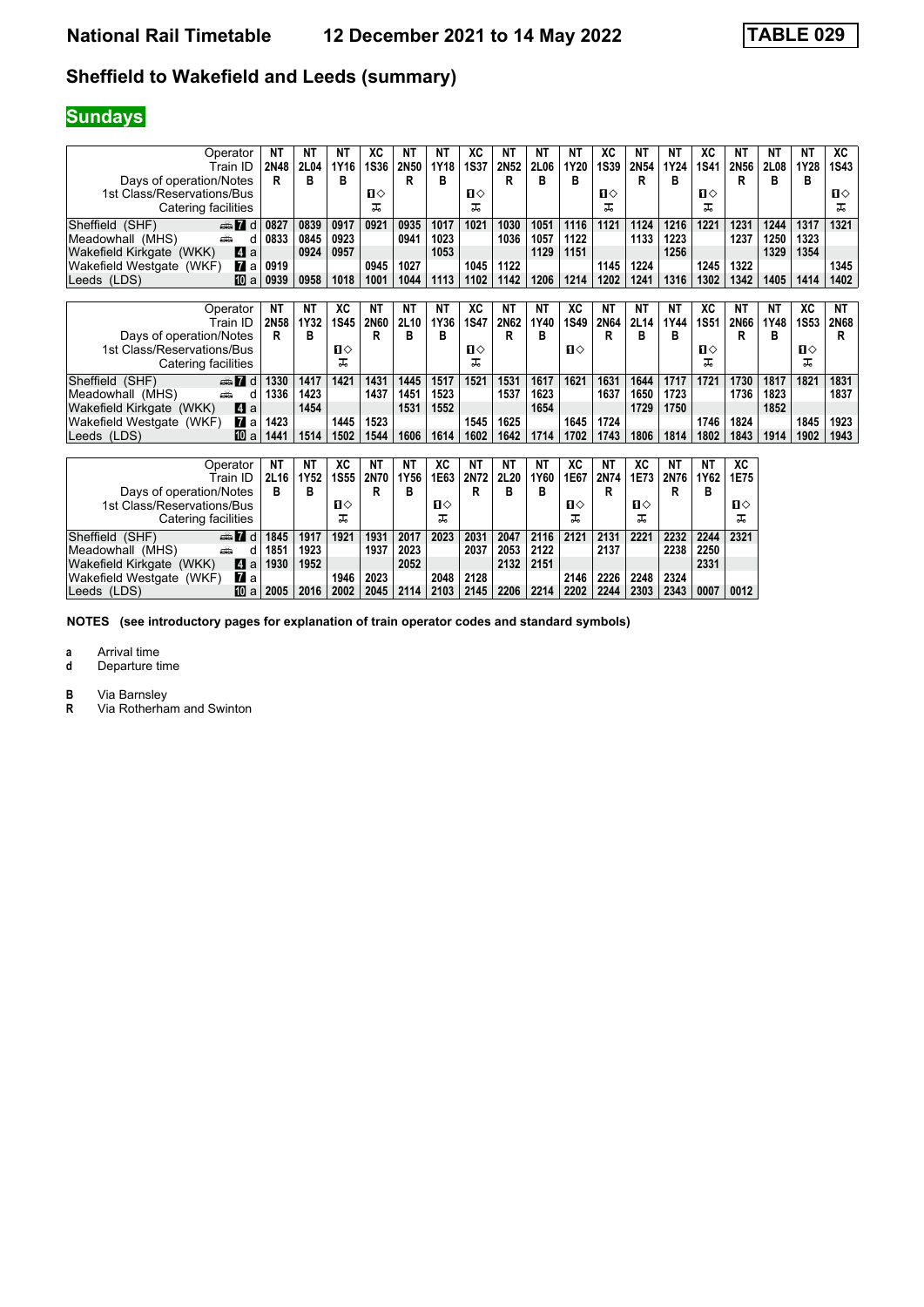# Sheffield to Wakefield and Leeds (summary)

National Rail Timetable — 12 December 2021 to 14 May 2022 — TABLE 029

## Sundays

| Operator | | NT | NT | NT | XC | NT | NT | XC | NT | NT | NT | XC | NT | NT | XC | NT | NT | NT | XC |
|---|---|---|---|---|---|---|---|---|---|---|---|---|---|---|---|---|---|---|---|
| Train ID | | 2N48 | 2L04 | 1Y16 | 1S36 | 2N50 | 1Y18 | 1S37 | 2N52 | 2L06 | 1Y20 | 1S39 | 2N54 | 1Y24 | 1S41 | 2N56 | 2L08 | 1Y28 | 1S43 |
| Days of operation/Notes | | R | B | B | | R | B | | R | B | B | | R | B | | R | B | B | |
| 1st Class/Reservations/Bus | | | | | ■◇ | | | ■◇ | | | | ■◇ | | | ■◇ | | | | ■◇ |
| Catering facilities | | | | | ⚹ | | | ⚹ | | | | ⚹ | | | ⚹ | | | | ⚹ |
| Sheffield (SHF) 🚌 7 | d | 0827 | 0839 | 0917 | 0921 | 0935 | 1017 | 1021 | 1030 | 1051 | 1116 | 1121 | 1124 | 1216 | 1221 | 1231 | 1244 | 1317 | 1321 |
| Meadowhall (MHS) 🚌 | d | 0833 | 0845 | 0923 | | 0941 | 1023 | | 1036 | 1057 | 1122 | | 1133 | 1223 | | 1237 | 1250 | 1323 | |
| Wakefield Kirkgate (WKK) 4 | a | | 0924 | 0957 | | | 1053 | | | 1129 | 1151 | | | 1256 | | | 1329 | 1354 | |
| Wakefield Westgate (WKF) 7 | a | 0919 | | | 0945 | 1027 | | 1045 | 1122 | | | 1145 | 1224 | | 1245 | 1322 | | | 1345 |
| Leeds (LDS) 10 | a | 0939 | 0958 | 1018 | 1001 | 1044 | 1113 | 1102 | 1142 | 1206 | 1214 | 1202 | 1241 | 1316 | 1302 | 1342 | 1405 | 1414 | 1402 |

| Operator | | NT | NT | XC | NT | NT | NT | XC | NT | NT | XC | NT | NT | NT | XC | NT | NT | XC | NT |
|---|---|---|---|---|---|---|---|---|---|---|---|---|---|---|---|---|---|---|---|
| Train ID | | 2N58 | 1Y32 | 1S45 | 2N60 | 2L10 | 1Y36 | 1S47 | 2N62 | 1Y40 | 1S49 | 2N64 | 2L14 | 1Y44 | 1S51 | 2N66 | 1Y48 | 1S53 | 2N68 |
| Days of operation/Notes | | R | B | | R | B | B | | R | B | | R | B | B | | R | B | | R |
| 1st Class/Reservations/Bus | | | | ■◇ | | | | ■◇ | | | ■◇ | | | | ■◇ | | | ■◇ | |
| Catering facilities | | | | ⚹ | | | | ⚹ | | | | | | | ⚹ | | | ⚹ | |
| Sheffield (SHF) 🚌 7 | d | 1330 | 1417 | 1421 | 1431 | 1445 | 1517 | 1521 | 1531 | 1617 | 1621 | 1631 | 1644 | 1717 | 1721 | 1730 | 1817 | 1821 | 1831 |
| Meadowhall (MHS) 🚌 | d | 1336 | 1423 | | 1437 | 1451 | 1523 | | 1537 | 1623 | | 1637 | 1650 | 1723 | | 1736 | 1823 | | 1837 |
| Wakefield Kirkgate (WKK) 4 | a | | 1454 | | | 1531 | 1552 | | | 1654 | | | 1729 | 1750 | | | 1852 | | |
| Wakefield Westgate (WKF) 7 | a | 1423 | | 1445 | 1523 | | | 1545 | 1625 | | 1645 | 1724 | | | 1746 | 1824 | | 1845 | 1923 |
| Leeds (LDS) 10 | a | 1441 | 1514 | 1502 | 1544 | 1606 | 1614 | 1602 | 1642 | 1714 | 1702 | 1743 | 1806 | 1814 | 1802 | 1843 | 1914 | 1902 | 1943 |

| Operator | | NT | NT | XC | NT | NT | XC | NT | NT | NT | XC | NT | XC | NT | NT | XC |
|---|---|---|---|---|---|---|---|---|---|---|---|---|---|---|---|---|
| Train ID | | 2L16 | 1Y52 | 1S55 | 2N70 | 1Y56 | 1E63 | 2N72 | 2L20 | 1Y60 | 1E67 | 2N74 | 1E73 | 2N76 | 1Y62 | 1E75 |
| Days of operation/Notes | | B | B | | R | B | | R | B | B | | R | | R | B | |
| 1st Class/Reservations/Bus | | | | ■◇ | | | ■◇ | | | | ■◇ | | ■◇ | | | ■◇ |
| Catering facilities | | | | ⚹ | | | ⚹ | | | | ⚹ | | ⚹ | | | ⚹ |
| Sheffield (SHF) 🚌 7 | d | 1845 | 1917 | 1921 | 1931 | 2017 | 2023 | 2031 | 2047 | 2116 | 2121 | 2131 | 2221 | 2232 | 2244 | 2321 |
| Meadowhall (MHS) 🚌 | d | 1851 | 1923 | | 1937 | 2023 | | 2037 | 2053 | 2122 | | 2137 | | 2238 | 2250 | |
| Wakefield Kirkgate (WKK) 4 | a | 1930 | 1952 | | | 2052 | | | 2132 | 2151 | | | | | 2331 | |
| Wakefield Westgate (WKF) 7 | a | | | 1946 | 2023 | | 2048 | 2128 | | | 2146 | 2226 | 2248 | 2324 | | |
| Leeds (LDS) 10 | a | 2005 | 2016 | 2002 | 2045 | 2114 | 2103 | 2145 | 2206 | 2214 | 2202 | 2244 | 2303 | 2343 | 0007 | 0012 |

**NOTES (see introductory pages for explanation of train operator codes and standard symbols)**

**a** Arrival time
**d** Departure time

**B** Via Barnsley
**R** Via Rotherham and Swinton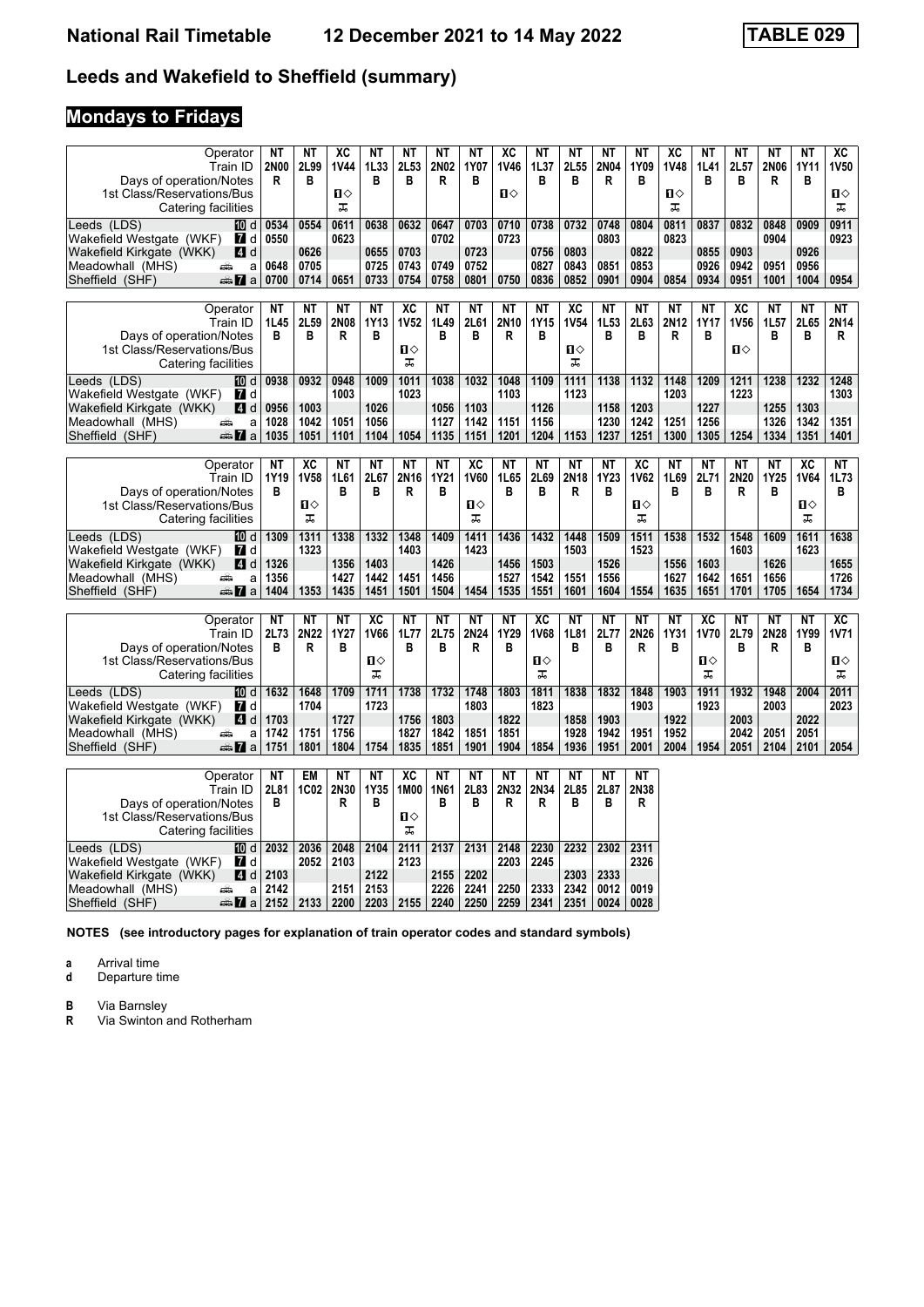# National Rail Timetable 12 December 2021 to 14 May 2022 TABLE 029

## Leeds and Wakefield to Sheffield (summary)

## Mondays to Fridays

| Operator | NT | NT | XC | NT | NT | NT | NT | XC | NT | NT | NT | NT | XC | NT | NT | NT | NT | XC |
|---|---|---|---|---|---|---|---|---|---|---|---|---|---|---|---|---|---|---|
| Train ID | 2N00 | 2L99 | 1V44 | 1L33 | 2L53 | 2N02 | 1Y07 | 1V46 | 1L37 | 2L55 | 2N04 | 1Y09 | 1V48 | 1L41 | 2L57 | 2N06 | 1Y11 | 1V50 |
| Days of operation/Notes | R | B | | B | B | R | B | | B | B | R | B | | B | B | R | B | |
| 1st Class/Reservations/Bus | | | 1◇ | | | | | 1◇ | | | | | 1◇ | | | | | 1◇ |
| Catering facilities | | | ⊼ | | | | | | | | | | ⊼ | | | | | ⊼ |
| Leeds (LDS) 10 d | 0534 | 0554 | 0611 | 0638 | 0632 | 0647 | 0703 | 0710 | 0738 | 0732 | 0748 | 0804 | 0811 | 0837 | 0832 | 0848 | 0909 | 0911 |
| Wakefield Westgate (WKF) 7 d | 0550 | | 0623 | | | 0702 | | 0723 | | | 0803 | | 0823 | | | 0904 | | 0923 |
| Wakefield Kirkgate (WKK) 4 d | | 0626 | | 0655 | 0703 | | 0723 | | 0756 | 0803 | | 0822 | | 0855 | 0903 | | 0926 | |
| Meadowhall (MHS) a | 0648 | 0705 | | 0725 | 0743 | 0749 | 0752 | | 0827 | 0843 | 0851 | 0853 | | 0926 | 0942 | 0951 | 0956 | |
| Sheffield (SHF) 7 a | 0700 | 0714 | 0651 | 0733 | 0754 | 0758 | 0801 | 0750 | 0836 | 0852 | 0901 | 0904 | 0854 | 0934 | 0951 | 1001 | 1004 | 0954 |

| Operator | NT | NT | NT | NT | XC | NT | NT | NT | NT | XC | NT | NT | NT | NT | XC | NT | NT | NT |
|---|---|---|---|---|---|---|---|---|---|---|---|---|---|---|---|---|---|---|
| Train ID | 1L45 | 2L59 | 2N08 | 1Y13 | 1V52 | 1L49 | 2L61 | 2N10 | 1Y15 | 1V54 | 1L53 | 2L63 | 2N12 | 1Y17 | 1V56 | 1L57 | 2L65 | 2N14 |
| Days of operation/Notes | B | B | R | B | | B | B | R | B | | B | B | R | B | | B | B | R |
| 1st Class/Reservations/Bus | | | | | 1◇ | | | | | 1◇ | | | | | 1◇ | | | |
| Catering facilities | | | | | ⊼ | | | | | ⊼ | | | | | | | | |
| Leeds (LDS) 10 d | 0938 | 0932 | 0948 | 1009 | 1011 | 1038 | 1032 | 1048 | 1109 | 1111 | 1138 | 1132 | 1148 | 1209 | 1211 | 1238 | 1232 | 1248 |
| Wakefield Westgate (WKF) 7 d | | | 1003 | | 1023 | | | 1103 | | 1123 | | | 1203 | | 1223 | | | 1303 |
| Wakefield Kirkgate (WKK) 4 d | 0956 | 1003 | | 1026 | | 1056 | 1103 | | 1126 | | 1158 | 1203 | | 1227 | | 1255 | 1303 | |
| Meadowhall (MHS) a | 1028 | 1042 | 1051 | 1056 | | 1127 | 1142 | 1151 | 1156 | | 1230 | 1242 | 1251 | 1256 | | 1326 | 1342 | 1351 |
| Sheffield (SHF) 7 a | 1035 | 1051 | 1101 | 1104 | 1054 | 1135 | 1151 | 1201 | 1204 | 1153 | 1237 | 1251 | 1300 | 1305 | 1254 | 1334 | 1351 | 1401 |

| Operator | NT | XC | NT | NT | NT | NT | XC | NT | NT | NT | NT | XC | NT | NT | NT | NT | XC | NT |
|---|---|---|---|---|---|---|---|---|---|---|---|---|---|---|---|---|---|---|
| Train ID | 1Y19 | 1V58 | 1L61 | 2L67 | 2N16 | 1Y21 | 1V60 | 1L65 | 2L69 | 2N18 | 1Y23 | 1V62 | 1L69 | 2L71 | 2N20 | 1Y25 | 1V64 | 1L73 |
| Days of operation/Notes | B | | B | B | R | B | | B | B | R | B | | B | B | R | B | | B |
| 1st Class/Reservations/Bus | | 1◇ | | | | | 1◇ | | | | | 1◇ | | | | | 1◇ | |
| Catering facilities | | ⊼ | | | | | ⊼ | | | | | ⊼ | | | | | ⊼ | |
| Leeds (LDS) 10 d | 1309 | 1311 | 1338 | 1332 | 1348 | 1409 | 1411 | 1436 | 1432 | 1448 | 1509 | 1511 | 1538 | 1532 | 1548 | 1609 | 1611 | 1638 |
| Wakefield Westgate (WKF) 7 d | | 1323 | | | 1403 | | 1423 | | | 1503 | | 1523 | | | 1603 | | 1623 | |
| Wakefield Kirkgate (WKK) 4 d | 1326 | | 1356 | 1403 | | 1426 | | 1456 | 1503 | | 1526 | | 1556 | 1603 | | 1626 | | 1655 |
| Meadowhall (MHS) a | 1356 | | 1427 | 1442 | 1451 | 1456 | | 1527 | 1542 | 1551 | 1556 | | 1627 | 1642 | 1651 | 1656 | | 1726 |
| Sheffield (SHF) 7 a | 1404 | 1353 | 1435 | 1451 | 1501 | 1504 | 1454 | 1535 | 1551 | 1601 | 1604 | 1554 | 1635 | 1651 | 1701 | 1705 | 1654 | 1734 |

| Operator | NT | NT | NT | XC | NT | NT | NT | NT | XC | NT | NT | NT | NT | XC | NT | NT | NT | XC |
|---|---|---|---|---|---|---|---|---|---|---|---|---|---|---|---|---|---|---|
| Train ID | 2L73 | 2N22 | 1Y27 | 1V66 | 1L77 | 2L75 | 2N24 | 1Y29 | 1V68 | 1L81 | 2L77 | 2N26 | 1Y31 | 1V70 | 2L79 | 2N28 | 1Y99 | 1V71 |
| Days of operation/Notes | B | R | B | | B | B | R | B | | B | B | R | B | | B | R | B | |
| 1st Class/Reservations/Bus | | | | 1◇ | | | | | 1◇ | | | | | 1◇ | | | | 1◇ |
| Catering facilities | | | | ⊼ | | | | | ⊼ | | | | | ⊼ | | | | ⊼ |
| Leeds (LDS) 10 d | 1632 | 1648 | 1709 | 1711 | 1738 | 1732 | 1748 | 1803 | 1811 | 1838 | 1832 | 1848 | 1903 | 1911 | 1932 | 1948 | 2004 | 2011 |
| Wakefield Westgate (WKF) 7 d | | 1704 | | 1723 | | | 1803 | | 1823 | | | 1903 | | 1923 | | 2003 | | 2023 |
| Wakefield Kirkgate (WKK) 4 d | 1703 | | 1727 | | 1756 | 1803 | | 1822 | | 1858 | 1903 | | 1922 | | 2003 | | 2022 | |
| Meadowhall (MHS) a | 1742 | 1751 | 1756 | | 1827 | 1842 | 1851 | 1851 | | 1928 | 1942 | 1951 | 1952 | | 2042 | 2051 | 2051 | |
| Sheffield (SHF) 7 a | 1751 | 1801 | 1804 | 1754 | 1835 | 1851 | 1901 | 1904 | 1854 | 1936 | 1951 | 2001 | 2004 | 1954 | 2051 | 2104 | 2101 | 2054 |

| Operator | NT | EM | NT | NT | XC | NT | NT | NT | NT | NT | NT | NT |
|---|---|---|---|---|---|---|---|---|---|---|---|---|
| Train ID | 2L81 | 1C02 | 2N30 | 1Y35 | 1M00 | 1N61 | 2L83 | 2N32 | 2N34 | 2L85 | 2L87 | 2N38 |
| Days of operation/Notes | B | | R | B | | B | B | R | R | B | B | R |
| 1st Class/Reservations/Bus | | | | | 1◇ | | | | | | | |
| Catering facilities | | | | | ⊼ | | | | | | | |
| Leeds (LDS) 10 d | 2032 | 2036 | 2048 | 2104 | 2111 | 2137 | 2131 | 2148 | 2230 | 2232 | 2302 | 2311 |
| Wakefield Westgate (WKF) 7 d | | 2052 | 2103 | | 2123 | | | 2203 | 2245 | | | 2326 |
| Wakefield Kirkgate (WKK) 4 d | 2103 | | | 2122 | | 2155 | 2202 | | | 2303 | 2333 | |
| Meadowhall (MHS) a | 2142 | | 2151 | 2153 | | 2226 | 2241 | 2250 | 2333 | 2342 | 0012 | 0019 |
| Sheffield (SHF) 7 a | 2152 | 2133 | 2200 | 2203 | 2155 | 2240 | 2250 | 2259 | 2341 | 2351 | 0024 | 0028 |

**NOTES (see introductory pages for explanation of train operator codes and standard symbols)**

**a** Arrival time
**d** Departure time

**B** Via Barnsley
**R** Via Swinton and Rotherham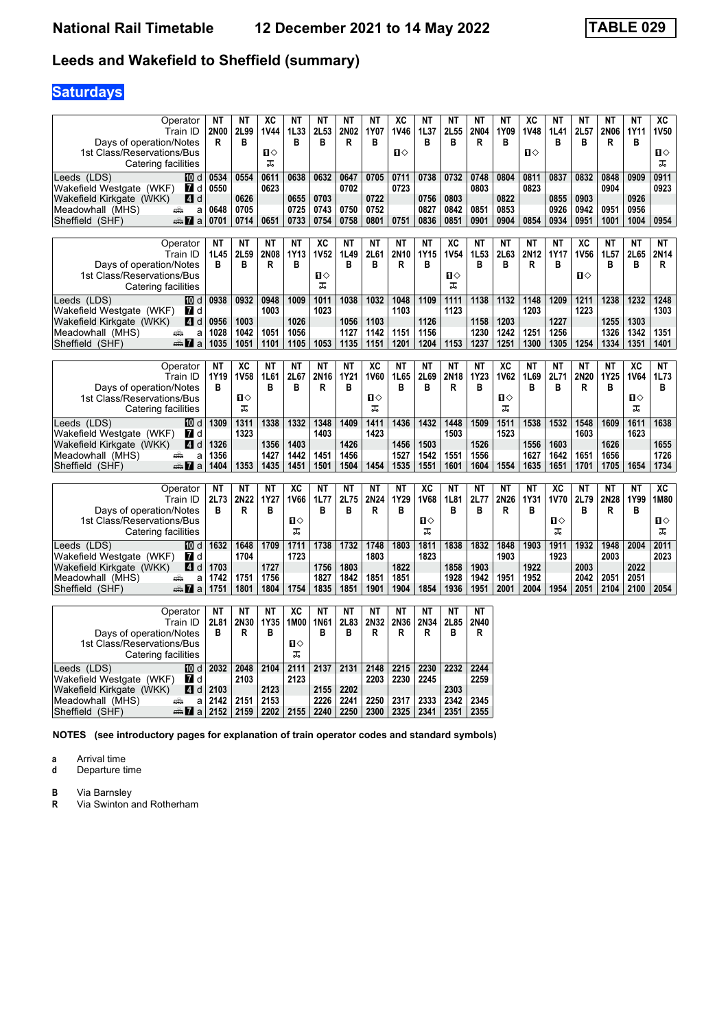# National Rail Timetable 12 December 2021 to 14 May 2022 TABLE 029

## Leeds and Wakefield to Sheffield (summary)

**Saturdays**

| Operator | | NT | NT | XC | NT | NT | NT | NT | XC | NT | NT | NT | NT | XC | NT | NT | NT | NT | XC |
|---|---|---|---|---|---|---|---|---|---|---|---|---|---|---|---|---|---|---|---|
| Train ID | | 2N00 | 2L99 | 1V44 | 1L33 | 2L53 | 2N02 | 1Y07 | 1V46 | 1L37 | 2L55 | 2N04 | 1Y09 | 1V48 | 1L41 | 2L57 | 2N06 | 1Y11 | 1V50 |
| Days of operation/Notes | | R | B | | B | B | R | B | | B | B | R | B | | B | B | R | B | |
| 1st Class/Reservations/Bus | | | | ■◇ | | | | | ■◇ | | | | | ■◇ | | | | | ■◇ |
| Catering facilities | | | | ⚹ | | | | | | | | | | | | | | | ⚹ |
| Leeds (LDS) | 10 d | 0534 | 0554 | 0611 | 0638 | 0632 | 0647 | 0705 | 0711 | 0738 | 0732 | 0748 | 0804 | 0811 | 0837 | 0832 | 0848 | 0909 | 0911 |
| Wakefield Westgate (WKF) | 7 d | 0550 | | 0623 | | | 0702 | | 0723 | | | 0803 | | 0823 | | | 0904 | | 0923 |
| Wakefield Kirkgate (WKK) | 4 d | | 0626 | | 0655 | 0703 | | 0722 | | 0756 | 0803 | | 0822 | | 0855 | 0903 | | 0926 | |
| Meadowhall (MHS) | a | 0648 | 0705 | | 0725 | 0743 | 0750 | 0752 | | 0827 | 0842 | 0851 | 0853 | | 0926 | 0942 | 0951 | 0956 | |
| Sheffield (SHF) | 7 a | 0701 | 0714 | 0651 | 0733 | 0754 | 0758 | 0801 | 0751 | 0836 | 0851 | 0901 | 0904 | 0854 | 0934 | 0951 | 1001 | 1004 | 0954 |

| Operator | | NT | NT | NT | NT | XC | NT | NT | NT | NT | XC | NT | NT | NT | NT | XC | NT | NT | NT |
|---|---|---|---|---|---|---|---|---|---|---|---|---|---|---|---|---|---|---|---|
| Train ID | | 1L45 | 2L59 | 2N08 | 1Y13 | 1V52 | 1L49 | 2L61 | 2N10 | 1Y15 | 1V54 | 1L53 | 2L63 | 2N12 | 1Y17 | 1V56 | 1L57 | 2L65 | 2N14 |
| Days of operation/Notes | | B | B | R | B | | B | B | R | B | | B | B | R | B | | B | B | R |
| 1st Class/Reservations/Bus | | | | | | ■◇ | | | | | ■◇ | | | | | ■◇ | | | |
| Catering facilities | | | | | | ⚹ | | | | | ⚹ | | | | | | | | |
| Leeds (LDS) | 10 d | 0938 | 0932 | 0948 | 1009 | 1011 | 1038 | 1032 | 1048 | 1109 | 1111 | 1138 | 1132 | 1148 | 1209 | 1211 | 1238 | 1232 | 1248 |
| Wakefield Westgate (WKF) | 7 d | | | 1003 | | 1023 | | | 1103 | | 1123 | | | 1203 | | 1223 | | | 1303 |
| Wakefield Kirkgate (WKK) | 4 d | 0956 | 1003 | | 1026 | | 1056 | 1103 | | 1126 | | 1158 | 1203 | | 1227 | | 1255 | 1303 | |
| Meadowhall (MHS) | a | 1028 | 1042 | 1051 | 1056 | | 1127 | 1142 | 1151 | 1156 | | 1230 | 1242 | 1251 | 1256 | | 1326 | 1342 | 1351 |
| Sheffield (SHF) | 7 a | 1035 | 1051 | 1101 | 1105 | 1053 | 1135 | 1151 | 1201 | 1204 | 1153 | 1237 | 1251 | 1300 | 1305 | 1254 | 1334 | 1351 | 1401 |

| Operator | | NT | XC | NT | NT | NT | NT | XC | NT | NT | NT | NT | XC | NT | NT | NT | NT | XC | NT |
|---|---|---|---|---|---|---|---|---|---|---|---|---|---|---|---|---|---|---|---|
| Train ID | | 1Y19 | 1V58 | 1L61 | 2L67 | 2N16 | 1Y21 | 1V60 | 1L65 | 2L69 | 2N18 | 1Y23 | 1V62 | 1L69 | 2L71 | 2N20 | 1Y25 | 1V64 | 1L73 |
| Days of operation/Notes | | B | | B | B | R | B | | B | B | R | B | | B | B | R | B | | B |
| 1st Class/Reservations/Bus | | | ■◇ | | | | | ■◇ | | | | | ■◇ | | | | | ■◇ | |
| Catering facilities | | | ⚹ | | | | | ⚹ | | | | | ⚹ | | | | | ⚹ | |
| Leeds (LDS) | 10 d | 1309 | 1311 | 1338 | 1332 | 1348 | 1409 | 1411 | 1436 | 1432 | 1448 | 1509 | 1511 | 1538 | 1532 | 1548 | 1609 | 1611 | 1638 |
| Wakefield Westgate (WKF) | 7 d | | 1323 | | | 1403 | | 1423 | | | 1503 | | 1523 | | | 1603 | | 1623 | |
| Wakefield Kirkgate (WKK) | 4 d | 1326 | | 1356 | 1403 | | 1426 | | 1456 | 1503 | | 1526 | | 1556 | 1603 | | 1626 | | 1655 |
| Meadowhall (MHS) | a | 1356 | | 1427 | 1442 | 1451 | 1456 | | 1527 | 1542 | 1551 | 1556 | | 1627 | 1642 | 1651 | 1656 | | 1726 |
| Sheffield (SHF) | 7 a | 1404 | 1353 | 1435 | 1451 | 1501 | 1504 | 1454 | 1535 | 1551 | 1601 | 1604 | 1554 | 1635 | 1651 | 1701 | 1705 | 1654 | 1734 |

| Operator | | NT | NT | NT | XC | NT | NT | NT | NT | XC | NT | NT | NT | NT | XC | NT | NT | NT | XC |
|---|---|---|---|---|---|---|---|---|---|---|---|---|---|---|---|---|---|---|---|
| Train ID | | 2L73 | 2N22 | 1Y27 | 1V66 | 1L77 | 2L75 | 2N24 | 1Y29 | 1V68 | 1L81 | 2L77 | 2N26 | 1Y31 | 1V70 | 2L79 | 2N28 | 1Y99 | 1M80 |
| Days of operation/Notes | | B | R | B | | B | B | R | B | | B | B | R | B | | B | R | B | |
| 1st Class/Reservations/Bus | | | | | ■◇ | | | | | ■◇ | | | | | ■◇ | | | | ■◇ |
| Catering facilities | | | | | ⚹ | | | | | ⚹ | | | | | ⚹ | | | | ⚹ |
| Leeds (LDS) | 10 d | 1632 | 1648 | 1709 | 1711 | 1738 | 1732 | 1748 | 1803 | 1811 | 1838 | 1832 | 1848 | 1903 | 1911 | 1932 | 1948 | 2004 | 2011 |
| Wakefield Westgate (WKF) | 7 d | | 1704 | | 1723 | | | 1803 | | 1823 | | | 1903 | | 1923 | | 2003 | | 2023 |
| Wakefield Kirkgate (WKK) | 4 d | 1703 | | 1727 | | 1756 | 1803 | | 1822 | | 1858 | 1903 | | 1922 | | 2003 | | 2022 | |
| Meadowhall (MHS) | a | 1742 | 1751 | 1756 | | 1827 | 1842 | 1851 | 1851 | | 1928 | 1942 | 1951 | 1952 | | 2042 | 2051 | 2051 | |
| Sheffield (SHF) | 7 a | 1751 | 1801 | 1804 | 1754 | 1835 | 1851 | 1901 | 1904 | 1854 | 1936 | 1951 | 2001 | 2004 | 1954 | 2051 | 2104 | 2100 | 2054 |

| Operator | | NT | NT | NT | XC | NT | NT | NT | NT | NT | NT | NT |
|---|---|---|---|---|---|---|---|---|---|---|---|---|
| Train ID | | 2L81 | 2N30 | 1Y35 | 1M00 | 1N61 | 2L83 | 2N32 | 2N36 | 2N34 | 2L85 | 2N40 |
| Days of operation/Notes | | B | R | B | | B | B | R | R | R | B | R |
| 1st Class/Reservations/Bus | | | | | ■◇ | | | | | | | |
| Catering facilities | | | | | ⚹ | | | | | | | |
| Leeds (LDS) | 10 d | 2032 | 2048 | 2104 | 2111 | 2137 | 2131 | 2148 | 2215 | 2230 | 2232 | 2244 |
| Wakefield Westgate (WKF) | 7 d | | 2103 | | 2123 | | | 2203 | 2230 | 2245 | | 2259 |
| Wakefield Kirkgate (WKK) | 4 d | 2103 | | 2123 | | 2155 | 2202 | | | | 2303 | |
| Meadowhall (MHS) | a | 2142 | 2151 | 2153 | | 2226 | 2241 | 2250 | 2317 | 2333 | 2342 | 2345 |
| Sheffield (SHF) | 7 a | 2152 | 2159 | 2202 | 2155 | 2240 | 2250 | 2300 | 2325 | 2341 | 2351 | 2355 |

**NOTES (see introductory pages for explanation of train operator codes and standard symbols)**

**a** Arrival time
**d** Departure time

**B** Via Barnsley
**R** Via Swinton and Rotherham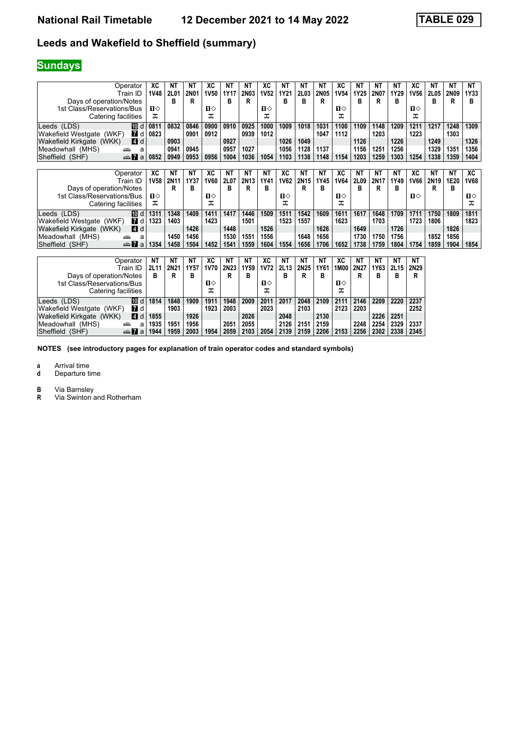## Leeds and Wakefield to Sheffield (summary)

### Sundays

| Operator | XC | NT | NT | XC | NT | NT | XC | NT | NT | NT | XC | NT | NT | NT | XC | NT | NT | NT |
|---|---|---|---|---|---|---|---|---|---|---|---|---|---|---|---|---|---|---|
| Train ID | 1V48 | 2L01 | 2N01 | 1V50 | 1Y17 | 2N03 | 1V52 | 1Y21 | 2L03 | 2N05 | 1V54 | 1Y25 | 2N07 | 1Y29 | 1V56 | 2L05 | 2N09 | 1Y33 |
| Days of operation/Notes | | B | R | | B | R | | B | B | R | | B | R | B | | B | R | B |
| 1st Class/Reservations/Bus | 1◇ | | | 1◇ | | | 1◇ | | | | 1◇ | | | | 1◇ | | | |
| Catering facilities | ⊼ | | | ⊼ | | | ⊼ | | | | ⊼ | | | | ⊼ | | | |
| Leeds (LDS) 10 d | 0811 | 0832 | 0846 | 0900 | 0910 | 0925 | 1000 | 1009 | 1018 | 1031 | 1100 | 1109 | 1148 | 1209 | 1211 | 1217 | 1248 | 1309 |
| Wakefield Westgate (WKF) 7 d | 0823 | | 0901 | 0912 | | 0939 | 1012 | | | 1047 | 1112 | | 1203 | | 1223 | | 1303 | |
| Wakefield Kirkgate (WKK) 4 d | | 0903 | | | 0927 | | | 1026 | 1049 | | | 1126 | | 1226 | | 1249 | | 1326 |
| Meadowhall (MHS) bus a | | 0941 | 0945 | | 0957 | 1027 | | 1056 | 1128 | 1137 | | 1156 | 1251 | 1256 | | 1329 | 1351 | 1356 |
| Sheffield (SHF) bus 7 a | 0852 | 0949 | 0953 | 0956 | 1004 | 1036 | 1054 | 1103 | 1138 | 1148 | 1154 | 1203 | 1259 | 1303 | 1254 | 1338 | 1359 | 1404 |

| Operator | XC | NT | NT | XC | NT | NT | NT | XC | NT | NT | XC | NT | NT | NT | XC | NT | NT | XC |
|---|---|---|---|---|---|---|---|---|---|---|---|---|---|---|---|---|---|---|
| Train ID | 1V58 | 2N11 | 1Y37 | 1V60 | 2L07 | 2N13 | 1Y41 | 1V62 | 2N15 | 1Y45 | 1V64 | 2L09 | 2N17 | 1Y49 | 1V66 | 2N19 | 1E20 | 1V68 |
| Days of operation/Notes | | R | B | | B | R | B | | R | B | | B | R | B | | R | B | |
| 1st Class/Reservations/Bus | 1◇ | | | 1◇ | | | | 1◇ | | | 1◇ | | | | 1◇ | | | 1◇ |
| Catering facilities | ⊼ | | | ⊼ | | | | ⊼ | | | ⊼ | | | | | | | ⊼ |
| Leeds (LDS) 10 d | 1311 | 1348 | 1409 | 1411 | 1417 | 1446 | 1509 | 1511 | 1542 | 1609 | 1611 | 1617 | 1648 | 1709 | 1711 | 1750 | 1809 | 1811 |
| Wakefield Westgate (WKF) 7 d | 1323 | 1403 | | 1423 | | 1501 | | 1523 | 1557 | | 1623 | | 1703 | | 1723 | 1806 | | 1823 |
| Wakefield Kirkgate (WKK) 4 d | | | 1426 | | 1448 | | 1526 | | | 1626 | | 1649 | | 1726 | | | 1826 | |
| Meadowhall (MHS) bus a | | 1450 | 1456 | | 1530 | 1551 | 1556 | | 1648 | 1656 | | 1730 | 1750 | 1756 | | 1852 | 1856 | |
| Sheffield (SHF) bus 7 a | 1354 | 1458 | 1504 | 1452 | 1541 | 1559 | 1604 | 1554 | 1656 | 1706 | 1652 | 1738 | 1759 | 1804 | 1754 | 1859 | 1904 | 1854 |

| Operator | NT | NT | NT | XC | NT | NT | XC | NT | NT | NT | XC | NT | NT | NT | NT |
|---|---|---|---|---|---|---|---|---|---|---|---|---|---|---|---|
| Train ID | 2L11 | 2N21 | 1Y57 | 1V70 | 2N23 | 1Y59 | 1V72 | 2L13 | 2N25 | 1Y61 | 1M00 | 2N27 | 1Y63 | 2L15 | 2N29 |
| Days of operation/Notes | B | R | B | | R | B | | B | R | B | | R | B | B | R |
| 1st Class/Reservations/Bus | | | | 1◇ | | | 1◇ | | | | 1◇ | | | | |
| Catering facilities | | | | ⊼ | | | ⊼ | | | | ⊼ | | | | |
| Leeds (LDS) 10 d | 1814 | 1848 | 1909 | 1911 | 1948 | 2009 | 2011 | 2017 | 2048 | 2109 | 2111 | 2146 | 2209 | 2220 | 2237 |
| Wakefield Westgate (WKF) 7 d | | 1903 | | 1923 | 2003 | | 2023 | | 2103 | | 2123 | 2203 | | | 2252 |
| Wakefield Kirkgate (WKK) 4 d | 1855 | | 1926 | | | 2026 | | 2048 | | 2130 | | | 2226 | 2251 | |
| Meadowhall (MHS) bus a | 1935 | 1951 | 1956 | | 2051 | 2055 | | 2126 | 2151 | 2159 | | 2248 | 2254 | 2329 | 2337 |
| Sheffield (SHF) bus 7 a | 1944 | 1959 | 2003 | 1954 | 2059 | 2103 | 2054 | 2139 | 2159 | 2206 | 2153 | 2256 | 2302 | 2338 | 2345 |

**NOTES (see introductory pages for explanation of train operator codes and standard symbols)**

**a** Arrival time
**d** Departure time

**B** Via Barnsley
**R** Via Swinton and Rotherham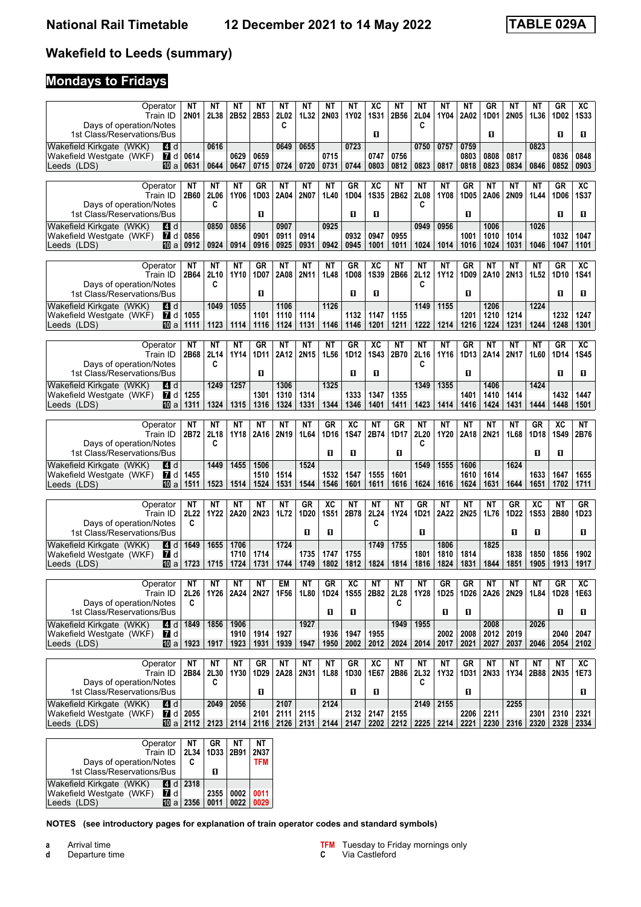# Wakefield to Leeds (summary)

## Mondays to Fridays

| Operator | NT | NT | NT | NT | NT | NT | NT | NT | XC | NT | NT | NT | NT | GR | NT | NT | GR | XC |
|---|---|---|---|---|---|---|---|---|---|---|---|---|---|---|---|---|---|---|
| Train ID | 2N01 | 2L38 | 2B52 | 2B53 | 2L02 | 1L32 | 2N03 | 1Y02 | 1S31 | 2B56 | 2L04 | 1Y04 | 2A02 | 1D01 | 2N05 | 1L36 | 1D02 | 1S33 |
| Days of operation/Notes | | | | | C | | | | | | C | | | | | | | |
| 1st Class/Reservations/Bus | | | | | | | | | ■ | | | | | ■ | | | ■ | ■ |
| Wakefield Kirkgate (WKK) 4 d | | 0616 | | | 0649 | 0655 | | 0723 | | | 0750 | 0757 | 0759 | | | 0823 | | |
| Wakefield Westgate (WKF) 7 d | 0614 | | 0629 | 0659 | | | 0715 | | 0747 | 0756 | | | 0803 | 0808 | 0817 | | 0836 | 0848 |
| Leeds (LDS) 10 a | 0631 | 0644 | 0647 | 0715 | 0724 | 0720 | 0731 | 0744 | 0803 | 0812 | 0823 | 0817 | 0818 | 0823 | 0834 | 0846 | 0852 | 0903 |

| Operator | NT | NT | NT | GR | NT | NT | NT | GR | XC | NT | NT | NT | GR | NT | NT | NT | GR | XC |
|---|---|---|---|---|---|---|---|---|---|---|---|---|---|---|---|---|---|---|
| Train ID | 2B60 | 2L06 | 1Y06 | 1D03 | 2A04 | 2N07 | 1L40 | 1D04 | 1S35 | 2B62 | 2L08 | 1Y08 | 1D05 | 2A06 | 2N09 | 1L44 | 1D06 | 1S37 |
| Days of operation/Notes | | C | | | | | | | | | C | | | | | | | |
| 1st Class/Reservations/Bus | | | | ■ | | | | ■ | ■ | | | | ■ | | | | ■ | ■ |
| Wakefield Kirkgate (WKK) 4 d | | 0850 | 0856 | | 0907 | | 0925 | | | | 0949 | 0956 | | 1006 | | 1026 | | |
| Wakefield Westgate (WKF) 7 d | 0856 | | | 0901 | 0911 | 0914 | | 0932 | 0947 | 0955 | | | 1001 | 1010 | 1014 | | 1032 | 1047 |
| Leeds (LDS) 10 a | 0912 | 0924 | 0914 | 0916 | 0925 | 0931 | 0942 | 0945 | 1001 | 1011 | 1024 | 1014 | 1016 | 1024 | 1031 | 1046 | 1047 | 1101 |

| Operator | NT | NT | NT | GR | NT | NT | NT | GR | XC | NT | NT | NT | GR | NT | NT | NT | GR | XC |
|---|---|---|---|---|---|---|---|---|---|---|---|---|---|---|---|---|---|---|
| Train ID | 2B64 | 2L10 | 1Y10 | 1D07 | 2A08 | 2N11 | 1L48 | 1D08 | 1S39 | 2B66 | 2L12 | 1Y12 | 1D09 | 2A10 | 2N13 | 1L52 | 1D10 | 1S41 |
| Days of operation/Notes | | C | | | | | | | | | C | | | | | | | |
| 1st Class/Reservations/Bus | | | | ■ | | | | ■ | ■ | | | | ■ | | | | ■ | ■ |
| Wakefield Kirkgate (WKK) 4 d | | 1049 | 1055 | | 1106 | | 1126 | | | | 1149 | 1155 | | 1206 | | 1224 | | |
| Wakefield Westgate (WKF) 7 d | 1055 | | | 1101 | 1110 | 1114 | | 1132 | 1147 | 1155 | | | 1201 | 1210 | 1214 | | 1232 | 1247 |
| Leeds (LDS) 10 a | 1111 | 1123 | 1114 | 1116 | 1124 | 1131 | 1146 | 1146 | 1201 | 1211 | 1222 | 1214 | 1216 | 1224 | 1231 | 1244 | 1248 | 1301 |

| Operator | NT | NT | NT | GR | NT | NT | NT | GR | XC | NT | NT | NT | GR | NT | NT | NT | GR | XC |
|---|---|---|---|---|---|---|---|---|---|---|---|---|---|---|---|---|---|---|
| Train ID | 2B68 | 2L14 | 1Y14 | 1D11 | 2A12 | 2N15 | 1L56 | 1D12 | 1S43 | 2B70 | 2L16 | 1Y16 | 1D13 | 2A14 | 2N17 | 1L60 | 1D14 | 1S45 |
| Days of operation/Notes | | C | | | | | | | | | C | | | | | | | |
| 1st Class/Reservations/Bus | | | | ■ | | | | ■ | ■ | | | | ■ | | | | ■ | ■ |
| Wakefield Kirkgate (WKK) 4 d | | 1249 | 1257 | | 1306 | | 1325 | | | | 1349 | 1355 | | 1406 | | 1424 | | |
| Wakefield Westgate (WKF) 7 d | 1255 | | | 1301 | 1310 | 1314 | | 1333 | 1347 | 1355 | | | 1401 | 1410 | 1414 | | 1432 | 1447 |
| Leeds (LDS) 10 a | 1311 | 1324 | 1315 | 1316 | 1324 | 1331 | 1344 | 1346 | 1401 | 1411 | 1423 | 1414 | 1416 | 1424 | 1431 | 1444 | 1448 | 1501 |

| Operator | NT | NT | NT | NT | NT | NT | GR | XC | NT | GR | NT | NT | NT | NT | NT | GR | XC | NT |
|---|---|---|---|---|---|---|---|---|---|---|---|---|---|---|---|---|---|---|
| Train ID | 2B72 | 2L18 | 1Y18 | 2A16 | 2N19 | 1L64 | 1D16 | 1S47 | 2B74 | 1D17 | 2L20 | 1Y20 | 2A18 | 2N21 | 1L68 | 1D18 | 1S49 | 2B76 |
| Days of operation/Notes | | C | | | | | | | | | C | | | | | | | |
| 1st Class/Reservations/Bus | | | | | | | ■ | ■ | | ■ | | | | | | ■ | ■ | |
| Wakefield Kirkgate (WKK) 4 d | | 1449 | 1455 | 1506 | | 1524 | | | | | 1549 | 1555 | 1606 | | 1624 | | | |
| Wakefield Westgate (WKF) 7 d | 1455 | | | 1510 | 1514 | | 1532 | 1547 | 1555 | 1601 | | | 1610 | 1614 | | 1633 | 1647 | 1655 |
| Leeds (LDS) 10 a | 1511 | 1523 | 1514 | 1524 | 1531 | 1544 | 1546 | 1601 | 1611 | 1616 | 1624 | 1616 | 1624 | 1631 | 1644 | 1651 | 1702 | 1711 |

| Operator | NT | NT | NT | NT | NT | GR | XC | NT | NT | NT | GR | NT | NT | NT | GR | XC | NT | GR |
|---|---|---|---|---|---|---|---|---|---|---|---|---|---|---|---|---|---|---|
| Train ID | 2L22 | 1Y22 | 2A20 | 2N23 | 1L72 | 1D20 | 1S51 | 2B78 | 2L24 | 1Y24 | 1D21 | 2A22 | 2N25 | 1L76 | 1D22 | 1S53 | 2B80 | 1D23 |
| Days of operation/Notes | C | | | | | | | | C | | | | | | | | | |
| 1st Class/Reservations/Bus | | | | | | ■ | ■ | | | | ■ | | | | ■ | ■ | | ■ |
| Wakefield Kirkgate (WKK) 4 d | 1649 | 1655 | 1706 | | 1724 | | | | 1749 | 1755 | | 1806 | | 1825 | | | | |
| Wakefield Westgate (WKF) 7 d | | | 1710 | 1714 | | 1735 | 1747 | 1755 | | | 1801 | 1810 | 1814 | | 1838 | 1850 | 1856 | 1902 |
| Leeds (LDS) 10 a | 1723 | 1715 | 1724 | 1731 | 1744 | 1749 | 1802 | 1812 | 1824 | 1814 | 1816 | 1824 | 1831 | 1844 | 1851 | 1905 | 1913 | 1917 |

| Operator | NT | NT | NT | NT | EM | NT | GR | XC | NT | NT | NT | GR | GR | NT | NT | NT | GR | XC |
|---|---|---|---|---|---|---|---|---|---|---|---|---|---|---|---|---|---|---|
| Train ID | 2L26 | 1Y26 | 2A24 | 2N27 | 1F56 | 1L80 | 1D24 | 1S55 | 2B82 | 2L28 | 1Y28 | 1D25 | 1D26 | 2A26 | 2N29 | 1L84 | 1D28 | 1E63 |
| Days of operation/Notes | C | | | | | | | | | C | | | | | | | | |
| 1st Class/Reservations/Bus | | | | | | | ■ | ■ | | | | ■ | ■ | | | | ■ | ■ |
| Wakefield Kirkgate (WKK) 4 d | 1849 | 1856 | 1906 | | | 1927 | | | | 1949 | 1955 | | | 2008 | | 2026 | | |
| Wakefield Westgate (WKF) 7 d | | | 1910 | 1914 | 1927 | | 1936 | 1947 | 1955 | | | 2002 | 2008 | 2012 | 2019 | | 2040 | 2047 |
| Leeds (LDS) 10 a | 1923 | 1917 | 1923 | 1931 | 1939 | 1947 | 1950 | 2002 | 2012 | 2024 | 2014 | 2017 | 2021 | 2027 | 2037 | 2046 | 2054 | 2102 |

| Operator | NT | NT | NT | GR | NT | NT | NT | GR | XC | NT | NT | NT | GR | NT | NT | NT | NT | XC |
|---|---|---|---|---|---|---|---|---|---|---|---|---|---|---|---|---|---|---|
| Train ID | 2B84 | 2L30 | 1Y30 | 1D29 | 2A28 | 2N31 | 1L88 | 1D30 | 1E67 | 2B86 | 2L32 | 1Y32 | 1D31 | 2N33 | 1Y34 | 2B88 | 2N35 | 1E73 |
| Days of operation/Notes | | C | | | | | | | | | C | | | | | | | |
| 1st Class/Reservations/Bus | | | | ■ | | | | ■ | ■ | | | | ■ | | | | | ■ |
| Wakefield Kirkgate (WKK) 4 d | | 2049 | 2056 | | 2107 | | 2124 | | | | 2149 | 2155 | | | 2255 | | | |
| Wakefield Westgate (WKF) 7 d | 2055 | | | 2101 | 2111 | 2115 | | 2132 | 2147 | 2155 | | | 2206 | 2211 | | 2301 | 2310 | 2321 |
| Leeds (LDS) 10 a | 2112 | 2123 | 2114 | 2116 | 2126 | 2131 | 2144 | 2147 | 2202 | 2212 | 2225 | 2214 | 2221 | 2230 | 2316 | 2320 | 2328 | 2334 |

| Operator | NT | GR | NT | NT |
|---|---|---|---|---|
| Train ID | 2L34 | 1D33 | 2B91 | 2N37 |
| Days of operation/Notes | C | | | TFM |
| 1st Class/Reservations/Bus | | ■ | | |
| Wakefield Kirkgate (WKK) 4 d | 2318 | | | |
| Wakefield Westgate (WKF) 7 d | | 2355 | 0002 | 0011 |
| Leeds (LDS) 10 a | 2356 | 0011 | 0022 | 0029 |

**NOTES (see introductory pages for explanation of train operator codes and standard symbols)**

- **a** Arrival time
- **d** Departure time
- **TFM** Tuesday to Friday mornings only
- **C** Via Castleford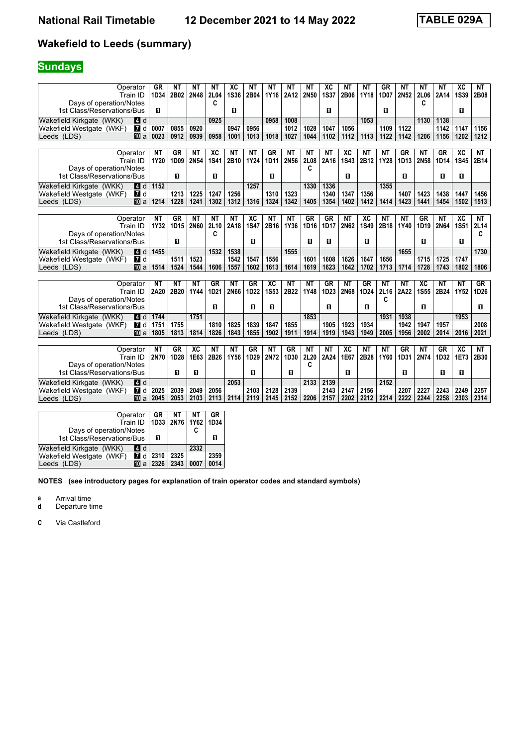# National Rail Timetable 12 December 2021 to 14 May 2022 TABLE 029A

## Wakefield to Leeds (summary)

### Sundays

| Operator | | GR | NT | NT | NT | XC | NT | NT | NT | NT | XC | NT | NT | GR | NT | NT | NT | XC | NT |
|---|---|---|---|---|---|---|---|---|---|---|---|---|---|---|---|---|---|---|---|
| Train ID | | 1D34 | 2B02 | 2N48 | 2L04 | 1S36 | 2B04 | 1Y16 | 2A12 | 2N50 | 1S37 | 2B06 | 1Y18 | 1D07 | 2N52 | 2L06 | 2A14 | 1S39 | 2B08 |
| Days of operation/Notes | | | | | C | | | | | | | | | | | C | | | |
| 1st Class/Reservations/Bus | | ■ | | | | ■ | | | | | ■ | | | ■ | | | | ■ | |
| Wakefield Kirkgate (WKK) | 4 d | | | | 0925 | | | 0958 | 1008 | | | | 1053 | | | 1130 | 1138 | | |
| Wakefield Westgate (WKF) | 7 d | 0007 | 0855 | 0920 | | 0947 | 0956 | | 1012 | 1028 | 1047 | 1056 | | 1109 | 1122 | | 1142 | 1147 | 1156 |
| Leeds (LDS) | 10 a | 0023 | 0912 | 0939 | 0958 | 1001 | 1013 | 1018 | 1027 | 1044 | 1102 | 1112 | 1113 | 1122 | 1142 | 1206 | 1156 | 1202 | 1212 |

| Operator | | NT | GR | NT | XC | NT | NT | GR | NT | NT | NT | XC | NT | NT | GR | NT | GR | XC | NT |
|---|---|---|---|---|---|---|---|---|---|---|---|---|---|---|---|---|---|---|---|
| Train ID | | 1Y20 | 1D09 | 2N54 | 1S41 | 2B10 | 1Y24 | 1D11 | 2N56 | 2L08 | 2A16 | 1S43 | 2B12 | 1Y28 | 1D13 | 2N58 | 1D14 | 1S45 | 2B14 |
| Days of operation/Notes | | | | | | | | | | C | | | | | | | | | |
| 1st Class/Reservations/Bus | | | ■ | | ■ | | | ■ | | | | ■ | | | ■ | | ■ | ■ | |
| Wakefield Kirkgate (WKK) | 4 d | 1152 | | | | | 1257 | | | 1330 | 1336 | | | 1355 | | | | | |
| Wakefield Westgate (WKF) | 7 d | | 1213 | 1225 | 1247 | 1256 | | 1310 | 1323 | | 1340 | 1347 | 1356 | | 1407 | 1423 | 1438 | 1447 | 1456 |
| Leeds (LDS) | 10 a | 1214 | 1228 | 1241 | 1302 | 1312 | 1316 | 1324 | 1342 | 1405 | 1354 | 1402 | 1412 | 1414 | 1423 | 1441 | 1454 | 1502 | 1513 |

| Operator | | NT | GR | NT | NT | NT | XC | NT | NT | GR | GR | NT | XC | NT | NT | GR | NT | XC | NT |
|---|---|---|---|---|---|---|---|---|---|---|---|---|---|---|---|---|---|---|---|
| Train ID | | 1Y32 | 1D15 | 2N60 | 2L10 | 2A18 | 1S47 | 2B16 | 1Y36 | 1D16 | 1D17 | 2N62 | 1S49 | 2B18 | 1Y40 | 1D19 | 2N64 | 1S51 | 2L14 |
| Days of operation/Notes | | | | | C | | | | | | | | | | | | | | C |
| 1st Class/Reservations/Bus | | | ■ | | | | ■ | | | ■ | ■ | | ■ | | | ■ | | ■ | |
| Wakefield Kirkgate (WKK) | 4 d | 1455 | | | 1532 | 1538 | | | 1555 | | | | | | 1655 | | | | 1730 |
| Wakefield Westgate (WKF) | 7 d | | 1511 | 1523 | | 1542 | 1547 | 1556 | | 1601 | 1608 | 1626 | 1647 | 1656 | | 1715 | 1725 | 1747 | |
| Leeds (LDS) | 10 a | 1514 | 1524 | 1544 | 1606 | 1557 | 1602 | 1613 | 1614 | 1619 | 1623 | 1642 | 1702 | 1713 | 1714 | 1728 | 1743 | 1802 | 1806 |

| Operator | | NT | NT | NT | GR | NT | GR | XC | NT | NT | GR | NT | GR | NT | NT | XC | NT | NT | GR |
|---|---|---|---|---|---|---|---|---|---|---|---|---|---|---|---|---|---|---|---|
| Train ID | | 2A20 | 2B20 | 1Y44 | 1D21 | 2N66 | 1D22 | 1S53 | 2B22 | 1Y48 | 1D23 | 2N68 | 1D24 | 2L16 | 2A22 | 1S55 | 2B24 | 1Y52 | 1D26 |
| Days of operation/Notes | | | | | | | | | | | | | | C | | | | | |
| 1st Class/Reservations/Bus | | | | | ■ | | ■ | ■ | | | ■ | | ■ | | | ■ | | | ■ |
| Wakefield Kirkgate (WKK) | 4 d | 1744 | | 1751 | | | | | | 1853 | | | | 1931 | 1938 | | | 1953 | |
| Wakefield Westgate (WKF) | 7 d | 1751 | 1755 | | 1810 | 1825 | 1839 | 1847 | 1855 | | 1905 | 1923 | 1934 | | 1942 | 1947 | 1957 | | 2008 |
| Leeds (LDS) | 10 a | 1805 | 1813 | 1814 | 1826 | 1843 | 1855 | 1902 | 1911 | 1914 | 1919 | 1943 | 1949 | 2005 | 1956 | 2002 | 2014 | 2016 | 2021 |

| Operator | | NT | GR | XC | NT | NT | GR | NT | GR | NT | NT | XC | NT | NT | GR | NT | GR | XC | NT |
|---|---|---|---|---|---|---|---|---|---|---|---|---|---|---|---|---|---|---|---|
| Train ID | | 2N70 | 1D28 | 1E63 | 2B26 | 1Y56 | 1D29 | 2N72 | 1D30 | 2L20 | 2A24 | 1E67 | 2B28 | 1Y60 | 1D31 | 2N74 | 1D32 | 1E73 | 2B30 |
| Days of operation/Notes | | | | | | | | | | C | | | | | | | | | |
| 1st Class/Reservations/Bus | | | ■ | ■ | | | ■ | | ■ | | | ■ | | | ■ | | ■ | ■ | |
| Wakefield Kirkgate (WKK) | 4 d | | | | | 2053 | | | | 2133 | 2139 | | | 2152 | | | | | |
| Wakefield Westgate (WKF) | 7 d | 2025 | 2039 | 2049 | 2056 | | 2103 | 2128 | 2139 | | 2143 | 2147 | 2156 | | 2207 | 2227 | 2243 | 2249 | 2257 |
| Leeds (LDS) | 10 a | 2045 | 2053 | 2103 | 2113 | 2114 | 2119 | 2145 | 2152 | 2206 | 2157 | 2202 | 2212 | 2214 | 2222 | 2244 | 2258 | 2303 | 2314 |

| Operator | | GR | NT | NT | GR |
|---|---|---|---|---|---|
| Train ID | | 1D33 | 2N76 | 1Y62 | 1D34 |
| Days of operation/Notes | | | | C | |
| 1st Class/Reservations/Bus | | ■ | | | ■ |
| Wakefield Kirkgate (WKK) | 4 d | | | 2332 | |
| Wakefield Westgate (WKF) | 7 d | 2310 | 2325 | | 2359 |
| Leeds (LDS) | 10 a | 2326 | 2343 | 0007 | 0014 |

**NOTES (see introductory pages for explanation of train operator codes and standard symbols)**

- **a** Arrival time
- **d** Departure time
- **C** Via Castleford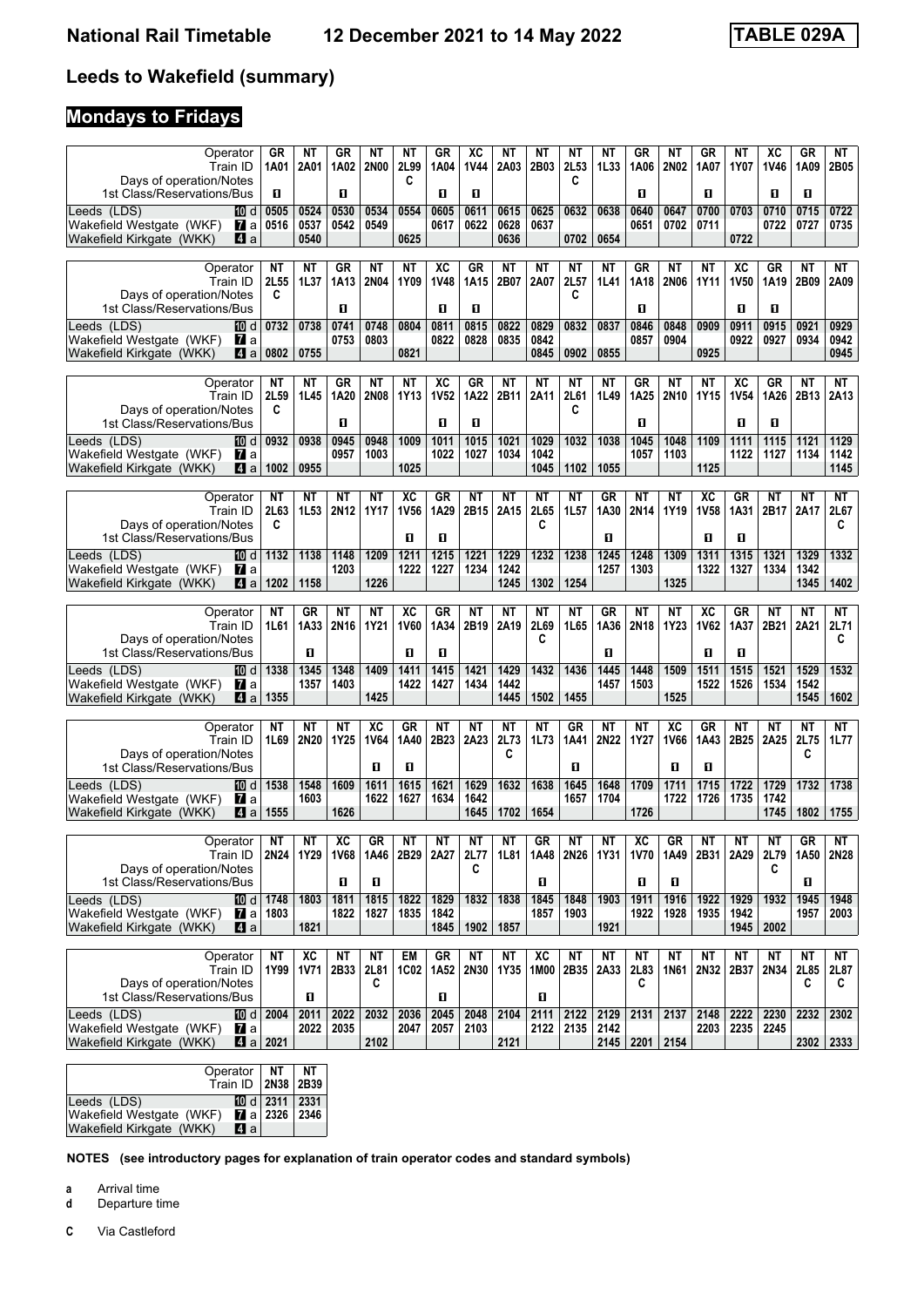# National Rail Timetable 12 December 2021 to 14 May 2022 TABLE 029A

## Leeds to Wakefield (summary)

### Mondays to Fridays

| Operator | | GR | NT | GR | NT | NT | GR | XC | NT | NT | NT | NT | GR | NT | GR | NT | XC | GR | NT |
|---|---|---|---|---|---|---|---|---|---|---|---|---|---|---|---|---|---|---|---|
| Train ID | | 1A01 | 2A01 | 1A02 | 2N00 | 2L99 | 1A04 | 1V44 | 2A03 | 2B03 | 2L53 | 1L33 | 1A06 | 2N02 | 1A07 | 1Y07 | 1V46 | 1A09 | 2B05 |
| Days of operation/Notes | | | | | | C | | | | | C | | | | | | | | |
| 1st Class/Reservations/Bus | | 1 | | 1 | | | 1 | 1 | | | | | 1 | | 1 | | 1 | 1 | |
| Leeds (LDS) | 10 d | 0505 | 0524 | 0530 | 0534 | 0554 | 0605 | 0611 | 0615 | 0625 | 0632 | 0638 | 0640 | 0647 | 0700 | 0703 | 0710 | 0715 | 0722 |
| Wakefield Westgate (WKF) | 7 a | 0516 | 0537 | 0542 | 0549 | | 0617 | 0622 | 0628 | 0637 | | | 0651 | 0702 | 0711 | | 0722 | 0727 | 0735 |
| Wakefield Kirkgate (WKK) | 4 a | | 0540 | | | 0625 | | | 0636 | | 0702 | 0654 | | | | 0722 | | | |

| Operator | | NT | NT | GR | NT | NT | XC | GR | NT | NT | NT | NT | GR | NT | NT | XC | GR | NT | NT |
|---|---|---|---|---|---|---|---|---|---|---|---|---|---|---|---|---|---|---|---|
| Train ID | | 2L55 | 1L37 | 1A13 | 2N04 | 1Y09 | 1V48 | 1A15 | 2B07 | 2A07 | 2L57 | 1L41 | 1A18 | 2N06 | 1Y11 | 1V50 | 1A19 | 2B09 | 2A09 |
| Days of operation/Notes | | C | | | | | | | | | C | | | | | | | | |
| 1st Class/Reservations/Bus | | | | 1 | | | 1 | 1 | | | | | 1 | | | 1 | 1 | | |
| Leeds (LDS) | 10 d | 0732 | 0738 | 0741 | 0748 | 0804 | 0811 | 0815 | 0822 | 0829 | 0832 | 0837 | 0846 | 0848 | 0909 | 0911 | 0915 | 0921 | 0929 |
| Wakefield Westgate (WKF) | 7 a | | | 0753 | 0803 | | 0822 | 0828 | 0835 | 0842 | | | 0857 | 0904 | | 0922 | 0927 | 0934 | 0942 |
| Wakefield Kirkgate (WKK) | 4 a | 0802 | 0755 | | | 0821 | | | | 0845 | 0902 | 0855 | | | 0925 | | | | 0945 |

| Operator | | NT | NT | GR | NT | NT | XC | GR | NT | NT | NT | NT | GR | NT | NT | XC | GR | NT | NT |
|---|---|---|---|---|---|---|---|---|---|---|---|---|---|---|---|---|---|---|---|
| Train ID | | 2L59 | 1L45 | 1A20 | 2N08 | 1Y13 | 1V52 | 1A22 | 2B11 | 2A11 | 2L61 | 1L49 | 1A25 | 2N10 | 1Y15 | 1V54 | 1A26 | 2B13 | 2A13 |
| Days of operation/Notes | | C | | | | | | | | | C | | | | | | | | |
| 1st Class/Reservations/Bus | | | | 1 | | | 1 | 1 | | | | | 1 | | | 1 | 1 | | |
| Leeds (LDS) | 10 d | 0932 | 0938 | 0945 | 0948 | 1009 | 1011 | 1015 | 1021 | 1029 | 1032 | 1038 | 1045 | 1048 | 1109 | 1111 | 1115 | 1121 | 1129 |
| Wakefield Westgate (WKF) | 7 a | | | 0957 | 1003 | | 1022 | 1027 | 1034 | 1042 | | | 1057 | 1103 | | 1122 | 1127 | 1134 | 1142 |
| Wakefield Kirkgate (WKK) | 4 a | 1002 | 0955 | | | 1025 | | | | 1045 | 1102 | 1055 | | | 1125 | | | | 1145 |

| Operator | | NT | NT | NT | NT | XC | GR | NT | NT | NT | NT | GR | NT | NT | XC | GR | NT | NT | NT |
|---|---|---|---|---|---|---|---|---|---|---|---|---|---|---|---|---|---|---|---|
| Train ID | | 2L63 | 1L53 | 2N12 | 1Y17 | 1V56 | 1A29 | 2B15 | 2A15 | 2L65 | 1L57 | 1A30 | 2N14 | 1Y19 | 1V58 | 1A31 | 2B17 | 2A17 | 2L67 |
| Days of operation/Notes | | C | | | | | | | | C | | | | | | | | | C |
| 1st Class/Reservations/Bus | | | | | | 1 | 1 | | | | | 1 | | | 1 | 1 | | | |
| Leeds (LDS) | 10 d | 1132 | 1138 | 1148 | 1209 | 1211 | 1215 | 1221 | 1229 | 1232 | 1238 | 1245 | 1248 | 1309 | 1311 | 1315 | 1321 | 1329 | 1332 |
| Wakefield Westgate (WKF) | 7 a | | | 1203 | | 1222 | 1227 | 1234 | 1242 | | | 1257 | 1303 | | 1322 | 1327 | 1334 | 1342 | |
| Wakefield Kirkgate (WKK) | 4 a | 1202 | 1158 | | 1226 | | | | 1245 | 1302 | 1254 | | | 1325 | | | | 1345 | 1402 |

| Operator | | NT | GR | NT | NT | XC | GR | NT | NT | NT | NT | GR | NT | NT | XC | GR | NT | NT | NT |
|---|---|---|---|---|---|---|---|---|---|---|---|---|---|---|---|---|---|---|---|
| Train ID | | 1L61 | 1A33 | 2N16 | 1Y21 | 1V60 | 1A34 | 2B19 | 2A19 | 2L69 | 1L65 | 1A36 | 2N18 | 1Y23 | 1V62 | 1A37 | 2B21 | 2A21 | 2L71 |
| Days of operation/Notes | | | | | | | | | | C | | | | | | | | | C |
| 1st Class/Reservations/Bus | | | 1 | | | 1 | 1 | | | | | 1 | | | 1 | 1 | | | |
| Leeds (LDS) | 10 d | 1338 | 1345 | 1348 | 1409 | 1411 | 1415 | 1421 | 1429 | 1432 | 1436 | 1445 | 1448 | 1509 | 1511 | 1515 | 1521 | 1529 | 1532 |
| Wakefield Westgate (WKF) | 7 a | | 1357 | 1403 | | 1422 | 1427 | 1434 | 1442 | | | 1457 | 1503 | | 1522 | 1526 | 1534 | 1542 | |
| Wakefield Kirkgate (WKK) | 4 a | 1355 | | | 1425 | | | | 1445 | 1502 | 1455 | | | 1525 | | | | 1545 | 1602 |

| Operator | | NT | NT | NT | XC | GR | NT | NT | NT | NT | GR | NT | NT | XC | GR | NT | NT | NT | NT |
|---|---|---|---|---|---|---|---|---|---|---|---|---|---|---|---|---|---|---|---|
| Train ID | | 1L69 | 2N20 | 1Y25 | 1V64 | 1A40 | 2B23 | 2A23 | 2L73 | 1L73 | 1A41 | 2N22 | 1Y27 | 1V66 | 1A43 | 2B25 | 2A25 | 2L75 | 1L77 |
| Days of operation/Notes | | | | | | | | | C | | | | | | | | | C | |
| 1st Class/Reservations/Bus | | | | | 1 | 1 | | | | | 1 | | | 1 | 1 | | | | |
| Leeds (LDS) | 10 d | 1538 | 1548 | 1609 | 1611 | 1615 | 1621 | 1629 | 1632 | 1638 | 1645 | 1648 | 1709 | 1711 | 1715 | 1722 | 1729 | 1732 | 1738 |
| Wakefield Westgate (WKF) | 7 a | | 1603 | | 1622 | 1627 | 1634 | 1642 | | | 1657 | 1704 | | 1722 | 1726 | 1735 | 1742 | | |
| Wakefield Kirkgate (WKK) | 4 a | 1555 | | 1626 | | | | 1645 | 1702 | 1654 | | | 1726 | | | | 1745 | 1802 | 1755 |

| Operator | | NT | NT | XC | GR | NT | NT | NT | NT | GR | NT | NT | XC | GR | NT | NT | NT | GR | NT |
|---|---|---|---|---|---|---|---|---|---|---|---|---|---|---|---|---|---|---|---|
| Train ID | | 2N24 | 1Y29 | 1V68 | 1A46 | 2B29 | 2A27 | 2L77 | 1L81 | 1A48 | 2N26 | 1Y31 | 1V70 | 1A49 | 2B31 | 2A29 | 2L79 | 1A50 | 2N28 |
| Days of operation/Notes | | | | | | | | C | | | | | | | | | C | | |
| 1st Class/Reservations/Bus | | | | 1 | 1 | | | | | 1 | | | 1 | 1 | | | | 1 | |
| Leeds (LDS) | 10 d | 1748 | 1803 | 1811 | 1815 | 1822 | 1829 | 1832 | 1838 | 1845 | 1848 | 1903 | 1911 | 1916 | 1922 | 1929 | 1932 | 1945 | 1948 |
| Wakefield Westgate (WKF) | 7 a | 1803 | | 1822 | 1827 | 1835 | 1842 | | | 1857 | 1903 | | 1922 | 1928 | 1935 | 1942 | | 1957 | 2003 |
| Wakefield Kirkgate (WKK) | 4 a | | 1821 | | | | 1845 | 1902 | 1857 | | | 1921 | | | | 1945 | 2002 | | |

| Operator | | NT | XC | NT | NT | EM | GR | NT | NT | XC | NT | NT | NT | NT | NT | NT | NT | NT | NT |
|---|---|---|---|---|---|---|---|---|---|---|---|---|---|---|---|---|---|---|---|
| Train ID | | 1Y99 | 1V71 | 2B33 | 2L81 | 1C02 | 1A52 | 2N30 | 1Y35 | 1M00 | 2B35 | 2A33 | 2L83 | 1N61 | 2N32 | 2B37 | 2N34 | 2L85 | 2L87 |
| Days of operation/Notes | | | | | C | | | | | | | | C | | | | | C | C |
| 1st Class/Reservations/Bus | | | 1 | | | | 1 | | | 1 | | | | | | | | | |
| Leeds (LDS) | 10 d | 2004 | 2011 | 2022 | 2032 | 2036 | 2045 | 2048 | 2104 | 2111 | 2122 | 2129 | 2131 | 2137 | 2148 | 2222 | 2230 | 2232 | 2302 |
| Wakefield Westgate (WKF) | 7 a | | 2022 | 2035 | | 2047 | 2057 | 2103 | | 2122 | 2135 | 2142 | | | 2203 | 2235 | 2245 | | |
| Wakefield Kirkgate (WKK) | 4 a | 2021 | | | 2102 | | | | 2121 | | | 2145 | 2201 | 2154 | | | | 2302 | 2333 |

| Operator | | NT | NT |
|---|---|---|---|
| Train ID | | 2N38 | 2B39 |
| Leeds (LDS) | 10 d | 2311 | 2331 |
| Wakefield Westgate (WKF) | 7 a | 2326 | 2346 |
| Wakefield Kirkgate (WKK) | 4 a | | |

**NOTES (see introductory pages for explanation of train operator codes and standard symbols)**

**a** Arrival time
**d** Departure time

**C** Via Castleford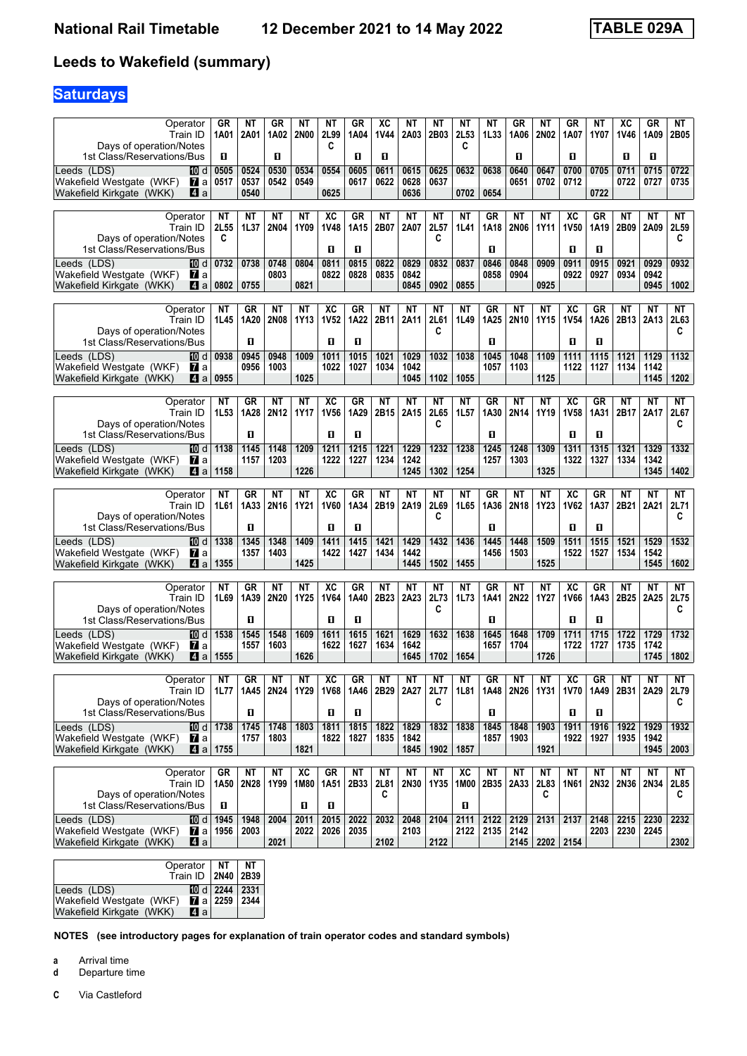# National Rail Timetable    12 December 2021 to 14 May 2022    TABLE 029A

## Leeds to Wakefield (summary)

## Saturdays

| Operator | GR | NT | GR | NT | NT | GR | XC | NT | NT | NT | NT | GR | NT | GR | NT | XC | GR | NT |
|---|---|---|---|---|---|---|---|---|---|---|---|---|---|---|---|---|---|---|
| Train ID | 1A01 | 2A01 | 1A02 | 2N00 | 2L99 | 1A04 | 1V44 | 2A03 | 2B03 | 2L53 | 1L33 | 1A06 | 2N02 | 1A07 | 1Y07 | 1V46 | 1A09 | 2B05 |
| Days of operation/Notes | | | | | C | | | | | C | | | | | | | | |
| 1st Class/Reservations/Bus | 1 | | 1 | | | 1 | 1 | | | | | 1 | | 1 | | 1 | 1 | |
| Leeds (LDS) 10 d | 0505 | 0524 | 0530 | 0534 | 0554 | 0605 | 0611 | 0615 | 0625 | 0632 | 0638 | 0640 | 0647 | 0700 | 0705 | 0711 | 0715 | 0722 |
| Wakefield Westgate (WKF) 7 a | 0517 | 0537 | 0542 | 0549 | | 0617 | 0622 | 0628 | 0637 | | | 0651 | 0702 | 0712 | | 0722 | 0727 | 0735 |
| Wakefield Kirkgate (WKK) 4 a | | 0540 | | | 0625 | | | 0636 | | 0702 | 0654 | | | | 0722 | | | |

| Operator | NT | NT | NT | NT | XC | GR | NT | NT | NT | NT | GR | NT | NT | XC | GR | NT | NT | NT |
|---|---|---|---|---|---|---|---|---|---|---|---|---|---|---|---|---|---|---|
| Train ID | 2L55 | 1L37 | 2N04 | 1Y09 | 1V48 | 1A15 | 2B07 | 2A07 | 2L57 | 1L41 | 1A18 | 2N06 | 1Y11 | 1V50 | 1A19 | 2B09 | 2A09 | 2L59 |
| Days of operation/Notes | C | | | | | | | | C | | | | | | | | | C |
| 1st Class/Reservations/Bus | | | | | 1 | 1 | | | | | 1 | | | 1 | 1 | | | |
| Leeds (LDS) 10 d | 0732 | 0738 | 0748 | 0804 | 0811 | 0815 | 0822 | 0829 | 0832 | 0837 | 0846 | 0848 | 0909 | 0911 | 0915 | 0921 | 0929 | 0932 |
| Wakefield Westgate (WKF) 7 a | | | 0803 | | 0822 | 0828 | 0835 | 0842 | | | 0858 | 0904 | | 0922 | 0927 | 0934 | 0942 | |
| Wakefield Kirkgate (WKK) 4 a | 0802 | 0755 | | 0821 | | | | 0845 | 0902 | 0855 | | | 0925 | | | | 0945 | 1002 |

| Operator | NT | GR | NT | NT | XC | GR | NT | NT | NT | NT | GR | NT | NT | XC | GR | NT | NT | NT |
|---|---|---|---|---|---|---|---|---|---|---|---|---|---|---|---|---|---|---|
| Train ID | 1L45 | 1A20 | 2N08 | 1Y13 | 1V52 | 1A22 | 2B11 | 2A11 | 2L61 | 1L49 | 1A25 | 2N10 | 1Y15 | 1V54 | 1A26 | 2B13 | 2A13 | 2L63 |
| Days of operation/Notes | | | | | | | | | C | | | | | | | | | C |
| 1st Class/Reservations/Bus | | 1 | | | 1 | 1 | | | | | 1 | | | 1 | 1 | | | |
| Leeds (LDS) 10 d | 0938 | 0945 | 0948 | 1009 | 1011 | 1015 | 1021 | 1029 | 1032 | 1038 | 1045 | 1048 | 1109 | 1111 | 1115 | 1121 | 1129 | 1132 |
| Wakefield Westgate (WKF) 7 a | | 0956 | 1003 | | 1022 | 1027 | 1034 | 1042 | | | 1057 | 1103 | | 1122 | 1127 | 1134 | 1142 | |
| Wakefield Kirkgate (WKK) 4 a | 0955 | | | 1025 | | | | 1045 | 1102 | 1055 | | | 1125 | | | | 1145 | 1202 |

| Operator | NT | GR | NT | NT | XC | GR | NT | NT | NT | NT | GR | NT | NT | XC | GR | NT | NT | NT |
|---|---|---|---|---|---|---|---|---|---|---|---|---|---|---|---|---|---|---|
| Train ID | 1L53 | 1A28 | 2N12 | 1Y17 | 1V56 | 1A29 | 2B15 | 2A15 | 2L65 | 1L57 | 1A30 | 2N14 | 1Y19 | 1V58 | 1A31 | 2B17 | 2A17 | 2L67 |
| Days of operation/Notes | | | | | | | | | C | | | | | | | | | C |
| 1st Class/Reservations/Bus | | 1 | | | 1 | 1 | | | | | 1 | | | 1 | 1 | | | |
| Leeds (LDS) 10 d | 1138 | 1145 | 1148 | 1209 | 1211 | 1215 | 1221 | 1229 | 1232 | 1238 | 1245 | 1248 | 1309 | 1311 | 1315 | 1321 | 1329 | 1332 |
| Wakefield Westgate (WKF) 7 a | | 1157 | 1203 | | 1222 | 1227 | 1234 | 1242 | | | 1257 | 1303 | | 1322 | 1327 | 1334 | 1342 | |
| Wakefield Kirkgate (WKK) 4 a | 1158 | | | 1226 | | | | 1245 | 1302 | 1254 | | | 1325 | | | | 1345 | 1402 |

| Operator | NT | GR | NT | NT | XC | GR | NT | NT | NT | NT | GR | NT | NT | XC | GR | NT | NT | NT |
|---|---|---|---|---|---|---|---|---|---|---|---|---|---|---|---|---|---|---|
| Train ID | 1L61 | 1A33 | 2N16 | 1Y21 | 1V60 | 1A34 | 2B19 | 2A19 | 2L69 | 1L65 | 1A36 | 2N18 | 1Y23 | 1V62 | 1A37 | 2B21 | 2A21 | 2L71 |
| Days of operation/Notes | | | | | | | | | C | | | | | | | | | C |
| 1st Class/Reservations/Bus | | 1 | | | 1 | 1 | | | | | 1 | | | 1 | 1 | | | |
| Leeds (LDS) 10 d | 1338 | 1345 | 1348 | 1409 | 1411 | 1415 | 1421 | 1429 | 1432 | 1436 | 1445 | 1448 | 1509 | 1511 | 1515 | 1521 | 1529 | 1532 |
| Wakefield Westgate (WKF) 7 a | | 1357 | 1403 | | 1422 | 1427 | 1434 | 1442 | | | 1456 | 1503 | | 1522 | 1527 | 1534 | 1542 | |
| Wakefield Kirkgate (WKK) 4 a | 1355 | | | 1425 | | | | 1445 | 1502 | 1455 | | | 1525 | | | | 1545 | 1602 |

| Operator | NT | GR | NT | NT | XC | GR | NT | NT | NT | NT | GR | NT | NT | XC | GR | NT | NT | NT |
|---|---|---|---|---|---|---|---|---|---|---|---|---|---|---|---|---|---|---|
| Train ID | 1L69 | 1A39 | 2N20 | 1Y25 | 1V64 | 1A40 | 2B23 | 2A23 | 2L73 | 1L73 | 1A41 | 2N22 | 1Y27 | 1V66 | 1A43 | 2B25 | 2A25 | 2L75 |
| Days of operation/Notes | | | | | | | | | C | | | | | | | | | C |
| 1st Class/Reservations/Bus | | 1 | | | 1 | 1 | | | | | 1 | | | 1 | 1 | | | |
| Leeds (LDS) 10 d | 1538 | 1545 | 1548 | 1609 | 1611 | 1615 | 1621 | 1629 | 1632 | 1638 | 1645 | 1648 | 1709 | 1711 | 1715 | 1722 | 1729 | 1732 |
| Wakefield Westgate (WKF) 7 a | | 1557 | 1603 | | 1622 | 1627 | 1634 | 1642 | | | 1657 | 1704 | | 1722 | 1727 | 1735 | 1742 | |
| Wakefield Kirkgate (WKK) 4 a | 1555 | | | 1626 | | | | 1645 | 1702 | 1654 | | | 1726 | | | | 1745 | 1802 |

| Operator | NT | GR | NT | NT | XC | GR | NT | NT | NT | NT | GR | NT | NT | XC | GR | NT | NT | NT |
|---|---|---|---|---|---|---|---|---|---|---|---|---|---|---|---|---|---|---|
| Train ID | 1L77 | 1A45 | 2N24 | 1Y29 | 1V68 | 1A46 | 2B29 | 2A27 | 2L77 | 1L81 | 1A48 | 2N26 | 1Y31 | 1V70 | 1A49 | 2B31 | 2A29 | 2L79 |
| Days of operation/Notes | | | | | | | | | C | | | | | | | | | C |
| 1st Class/Reservations/Bus | | 1 | | | 1 | 1 | | | | | 1 | | | 1 | 1 | | | |
| Leeds (LDS) 10 d | 1738 | 1745 | 1748 | 1803 | 1811 | 1815 | 1822 | 1829 | 1832 | 1838 | 1845 | 1848 | 1903 | 1911 | 1916 | 1922 | 1929 | 1932 |
| Wakefield Westgate (WKF) 7 a | | 1757 | 1803 | | 1822 | 1827 | 1835 | 1842 | | | 1857 | 1903 | | 1922 | 1927 | 1935 | 1942 | |
| Wakefield Kirkgate (WKK) 4 a | 1755 | | | 1821 | | | | 1845 | 1902 | 1857 | | | 1921 | | | | 1945 | 2003 |

| Operator | GR | NT | NT | XC | GR | NT | NT | NT | NT | XC | NT | NT | NT | NT | NT | NT | NT | NT |
|---|---|---|---|---|---|---|---|---|---|---|---|---|---|---|---|---|---|---|
| Train ID | 1A50 | 2N28 | 1Y99 | 1M80 | 1A51 | 2B33 | 2L81 | 2N30 | 1Y35 | 1M00 | 2B35 | 2A33 | 2L83 | 1N61 | 2N32 | 2N36 | 2N34 | 2L85 |
| Days of operation/Notes | | | | | | | C | | | | | | C | | | | | C |
| 1st Class/Reservations/Bus | 1 | | | 1 | 1 | | | | | 1 | | | | | | | | |
| Leeds (LDS) 10 d | 1945 | 1948 | 2004 | 2011 | 2015 | 2022 | 2032 | 2048 | 2104 | 2111 | 2122 | 2129 | 2131 | 2137 | 2148 | 2215 | 2230 | 2232 |
| Wakefield Westgate (WKF) 7 a | 1956 | 2003 | | 2022 | 2026 | 2035 | | 2103 | | 2122 | 2135 | 2142 | | | 2203 | 2230 | 2245 | |
| Wakefield Kirkgate (WKK) 4 a | | | 2021 | | | | 2102 | | 2122 | | | 2145 | 2202 | 2154 | | | | 2302 |

| Operator | NT | NT |
|---|---|---|
| Train ID | 2N40 | 2B39 |
| Leeds (LDS) 10 d | 2244 | 2331 |
| Wakefield Westgate (WKF) 7 a | 2259 | 2344 |
| Wakefield Kirkgate (WKK) 4 a | | |

**NOTES (see introductory pages for explanation of train operator codes and standard symbols)**

**a** Arrival time
**d** Departure time

**C** Via Castleford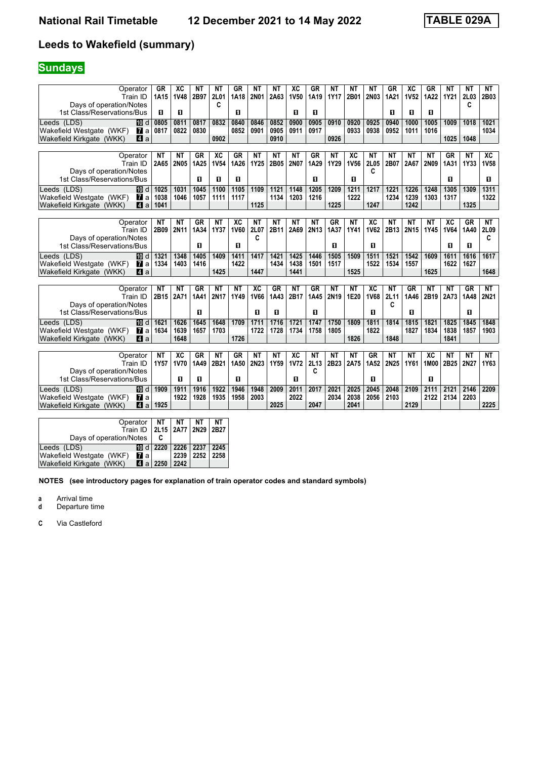# National Rail Timetable 12 December 2021 to 14 May 2022 TABLE 029A

## Leeds to Wakefield (summary)

## Sundays

| Operator | | GR | XC | NT | NT | GR | NT | NT | XC | GR | NT | NT | NT | GR | XC | GR | NT | NT | NT |
|---|---|---|---|---|---|---|---|---|---|---|---|---|---|---|---|---|---|---|---|
| Train ID | | 1A15 | 1V48 | 2B97 | 2L01 | 1A18 | 2N01 | 2A63 | 1V50 | 1A19 | 1Y17 | 2B01 | 2N03 | 1A21 | 1V52 | 1A22 | 1Y21 | 2L03 | 2B03 |
| Days of operation/Notes | | | | | C | | | | | | | | | | | | | C | |
| 1st Class/Reservations/Bus | | 1 | 1 | | | 1 | | | 1 | 1 | | | | 1 | 1 | 1 | | | |
| Leeds (LDS) | 10 d | 0805 | 0811 | 0817 | 0832 | 0840 | 0846 | 0852 | 0900 | 0905 | 0910 | 0920 | 0925 | 0940 | 1000 | 1005 | 1009 | 1018 | 1021 |
| Wakefield Westgate (WKF) | 7 a | 0817 | 0822 | 0830 | | 0852 | 0901 | 0905 | 0911 | 0917 | | 0933 | 0938 | 0952 | 1011 | 1016 | | | 1034 |
| Wakefield Kirkgate (WKK) | 4 a | | | | 0902 | | | 0910 | | | 0926 | | | | | | 1025 | 1048 | |

| Operator | | NT | NT | GR | XC | GR | NT | NT | NT | GR | NT | XC | NT | NT | NT | NT | GR | NT | XC |
|---|---|---|---|---|---|---|---|---|---|---|---|---|---|---|---|---|---|---|---|
| Train ID | | 2A65 | 2N05 | 1A25 | 1V54 | 1A26 | 1Y25 | 2B05 | 2N07 | 1A29 | 1Y29 | 1V56 | 2L05 | 2B07 | 2A67 | 2N09 | 1A31 | 1Y33 | 1V58 |
| Days of operation/Notes | | | | | | | | | | | | | C | | | | | | |
| 1st Class/Reservations/Bus | | | | 1 | 1 | 1 | | | | 1 | | 1 | | | | | 1 | | 1 |
| Leeds (LDS) | 10 d | 1025 | 1031 | 1045 | 1100 | 1105 | 1109 | 1121 | 1148 | 1205 | 1209 | 1211 | 1217 | 1221 | 1226 | 1248 | 1305 | 1309 | 1311 |
| Wakefield Westgate (WKF) | 7 a | 1038 | 1046 | 1057 | 1111 | 1117 | | 1134 | 1203 | 1216 | | 1222 | | 1234 | 1239 | 1303 | 1317 | | 1322 |
| Wakefield Kirkgate (WKK) | 4 a | 1041 | | | | | 1125 | | | | 1225 | | 1247 | | 1242 | | | 1325 | |

| Operator | | NT | NT | GR | NT | XC | NT | NT | NT | NT | GR | NT | XC | NT | NT | NT | XC | GR | NT |
|---|---|---|---|---|---|---|---|---|---|---|---|---|---|---|---|---|---|---|---|
| Train ID | | 2B09 | 2N11 | 1A34 | 1Y37 | 1V60 | 2L07 | 2B11 | 2A69 | 2N13 | 1A37 | 1Y41 | 1V62 | 2B13 | 2N15 | 1Y45 | 1V64 | 1A40 | 2L09 |
| Days of operation/Notes | | | | | | | C | | | | | | | | | | | | C |
| 1st Class/Reservations/Bus | | | | 1 | | 1 | | | | | 1 | | 1 | | | | 1 | 1 | |
| Leeds (LDS) | 10 d | 1321 | 1348 | 1405 | 1409 | 1411 | 1417 | 1421 | 1425 | 1446 | 1505 | 1509 | 1511 | 1521 | 1542 | 1609 | 1611 | 1616 | 1617 |
| Wakefield Westgate (WKF) | 7 a | 1334 | 1403 | 1416 | | 1422 | | 1434 | 1438 | 1501 | 1517 | | 1522 | 1534 | 1557 | | 1622 | 1627 | |
| Wakefield Kirkgate (WKK) | 4 a | | | | 1425 | | 1447 | | 1441 | | | 1525 | | | | 1625 | | | 1648 |

| Operator | | NT | NT | GR | NT | NT | XC | GR | NT | GR | NT | NT | XC | NT | GR | NT | NT | GR | NT |
|---|---|---|---|---|---|---|---|---|---|---|---|---|---|---|---|---|---|---|---|
| Train ID | | 2B15 | 2A71 | 1A41 | 2N17 | 1Y49 | 1V66 | 1A43 | 2B17 | 1A45 | 2N19 | 1E20 | 1V68 | 2L11 | 1A46 | 2B19 | 2A73 | 1A48 | 2N21 |
| Days of operation/Notes | | | | | | | | | | | | | | C | | | | | |
| 1st Class/Reservations/Bus | | | | 1 | | | 1 | 1 | | 1 | | | 1 | | 1 | | | 1 | |
| Leeds (LDS) | 10 d | 1621 | 1626 | 1645 | 1648 | 1709 | 1711 | 1716 | 1721 | 1747 | 1750 | 1809 | 1811 | 1814 | 1815 | 1821 | 1825 | 1845 | 1848 |
| Wakefield Westgate (WKF) | 7 a | 1634 | 1639 | 1657 | 1703 | | 1722 | 1728 | 1734 | 1758 | 1805 | | 1822 | | 1827 | 1834 | 1838 | 1857 | 1903 |
| Wakefield Kirkgate (WKK) | 4 a | | 1648 | | | 1726 | | | | | | 1826 | | 1848 | | | 1841 | | |

| Operator | | NT | XC | GR | NT | GR | NT | NT | XC | NT | NT | NT | GR | NT | NT | XC | NT | NT | NT |
|---|---|---|---|---|---|---|---|---|---|---|---|---|---|---|---|---|---|---|---|
| Train ID | | 1Y57 | 1V70 | 1A49 | 2B21 | 1A50 | 2N23 | 1Y59 | 1V72 | 2L13 | 2B23 | 2A75 | 1A52 | 2N25 | 1Y61 | 1M00 | 2B25 | 2N27 | 1Y63 |
| Days of operation/Notes | | | | | | | | | | C | | | | | | | | | |
| 1st Class/Reservations/Bus | | | 1 | 1 | | 1 | | | 1 | | | | 1 | | | 1 | | | |
| Leeds (LDS) | 10 d | 1909 | 1911 | 1916 | 1922 | 1946 | 1948 | 2009 | 2011 | 2017 | 2021 | 2025 | 2045 | 2048 | 2109 | 2111 | 2121 | 2146 | 2209 |
| Wakefield Westgate (WKF) | 7 a | | 1922 | 1928 | 1935 | 1958 | 2003 | | 2022 | | 2034 | 2038 | 2056 | 2103 | | 2122 | 2134 | 2203 | |
| Wakefield Kirkgate (WKK) | 4 a | 1925 | | | | | | 2025 | | 2047 | | 2041 | | | 2129 | | | | 2225 |

| Operator | | NT | NT | NT | NT |
|---|---|---|---|---|---|
| Train ID | | 2L15 | 2A77 | 2N29 | 2B27 |
| Days of operation/Notes | | C | | | |
| Leeds (LDS) | 10 d | 2220 | 2226 | 2237 | 2245 |
| Wakefield Westgate (WKF) | 7 a | | 2239 | 2252 | 2258 |
| Wakefield Kirkgate (WKK) | 4 a | 2250 | 2242 | | |

**NOTES (see introductory pages for explanation of train operator codes and standard symbols)**

**a** Arrival time
**d** Departure time

**C** Via Castleford